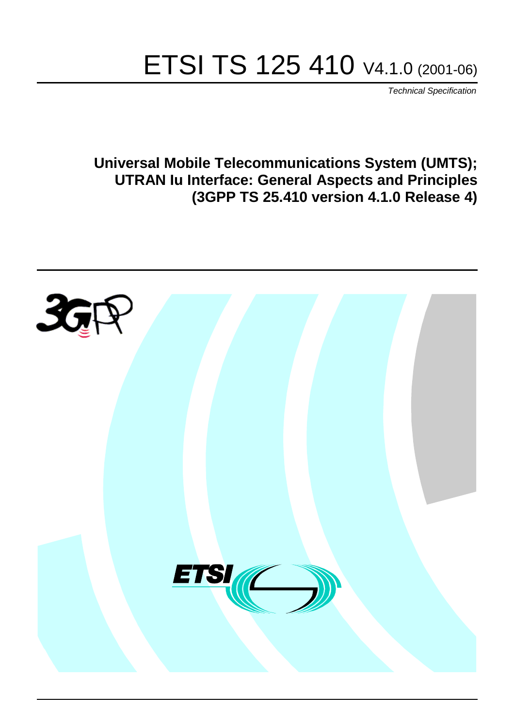# ETSI TS 125 410 V4.1.0 (2001-06)

*Technical Specification*

**Universal Mobile Telecommunications System (UMTS); UTRAN Iu Interface: General Aspects and Principles (3GPP TS 25.410 version 4.1.0 Release 4)**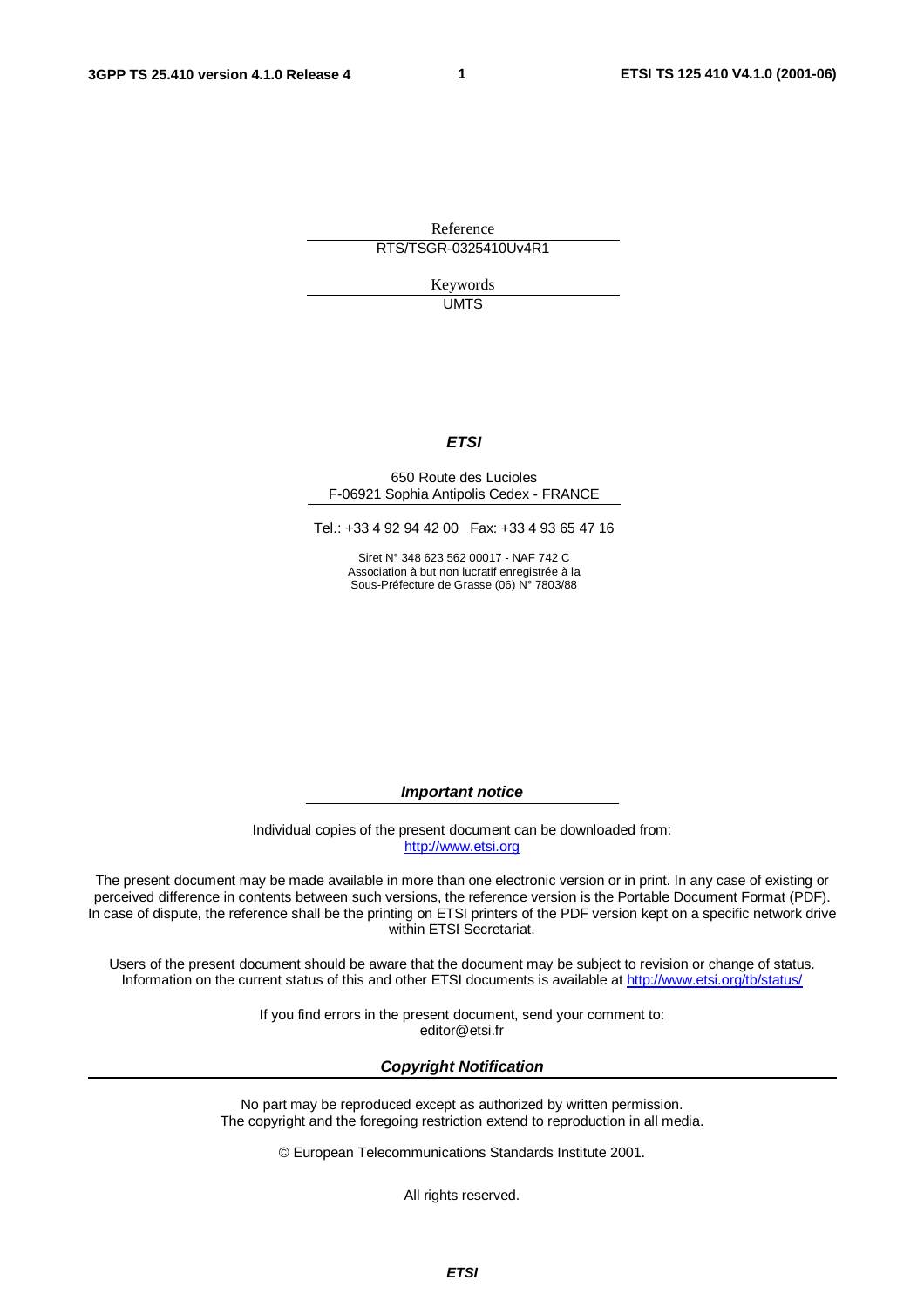Reference

RTS/TSGR-0325410Uv4R1

Keywords

UMTS

***ETSI***

650 Route des Lucioles
F-06921 Sophia Antipolis Cedex - FRANCE

Tel.: +33 4 92 94 42 00 Fax: +33 4 93 65 47 16

Siret N° 348 623 562 00017 - NAF 742 C
Association à but non lucratif enregistrée à la
Sous-Préfecture de Grasse (06) N° 7803/88

***Important notice***

Individual copies of the present document can be downloaded from:
http://www.etsi.org

The present document may be made available in more than one electronic version or in print. In any case of existing or perceived difference in contents between such versions, the reference version is the Portable Document Format (PDF). In case of dispute, the reference shall be the printing on ETSI printers of the PDF version kept on a specific network drive within ETSI Secretariat.

Users of the present document should be aware that the document may be subject to revision or change of status. Information on the current status of this and other ETSI documents is available at http://www.etsi.org/tb/status/

If you find errors in the present document, send your comment to:
editor@etsi.fr

***Copyright Notification***

No part may be reproduced except as authorized by written permission.
The copyright and the foregoing restriction extend to reproduction in all media.

© European Telecommunications Standards Institute 2001.

All rights reserved.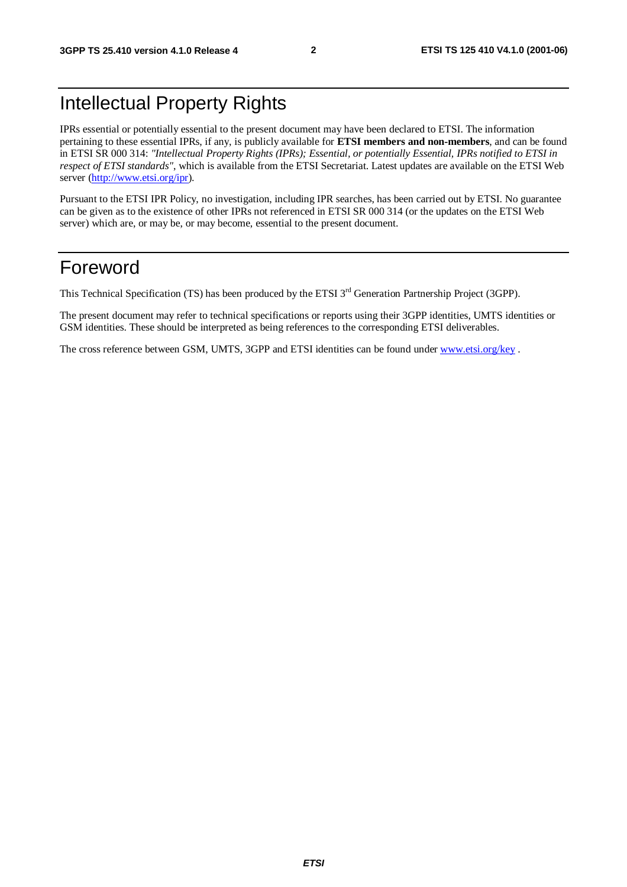# Intellectual Property Rights

IPRs essential or potentially essential to the present document may have been declared to ETSI. The information pertaining to these essential IPRs, if any, is publicly available for **ETSI members and non-members**, and can be found in ETSI SR 000 314: *"Intellectual Property Rights (IPRs); Essential, or potentially Essential, IPRs notified to ETSI in respect of ETSI standards"*, which is available from the ETSI Secretariat. Latest updates are available on the ETSI Web server (http://www.etsi.org/ipr).

Pursuant to the ETSI IPR Policy, no investigation, including IPR searches, has been carried out by ETSI. No guarantee can be given as to the existence of other IPRs not referenced in ETSI SR 000 314 (or the updates on the ETSI Web server) which are, or may be, or may become, essential to the present document.

# Foreword

This Technical Specification (TS) has been produced by the ETSI 3rd Generation Partnership Project (3GPP).

The present document may refer to technical specifications or reports using their 3GPP identities, UMTS identities or GSM identities. These should be interpreted as being references to the corresponding ETSI deliverables.

The cross reference between GSM, UMTS, 3GPP and ETSI identities can be found under www.etsi.org/key .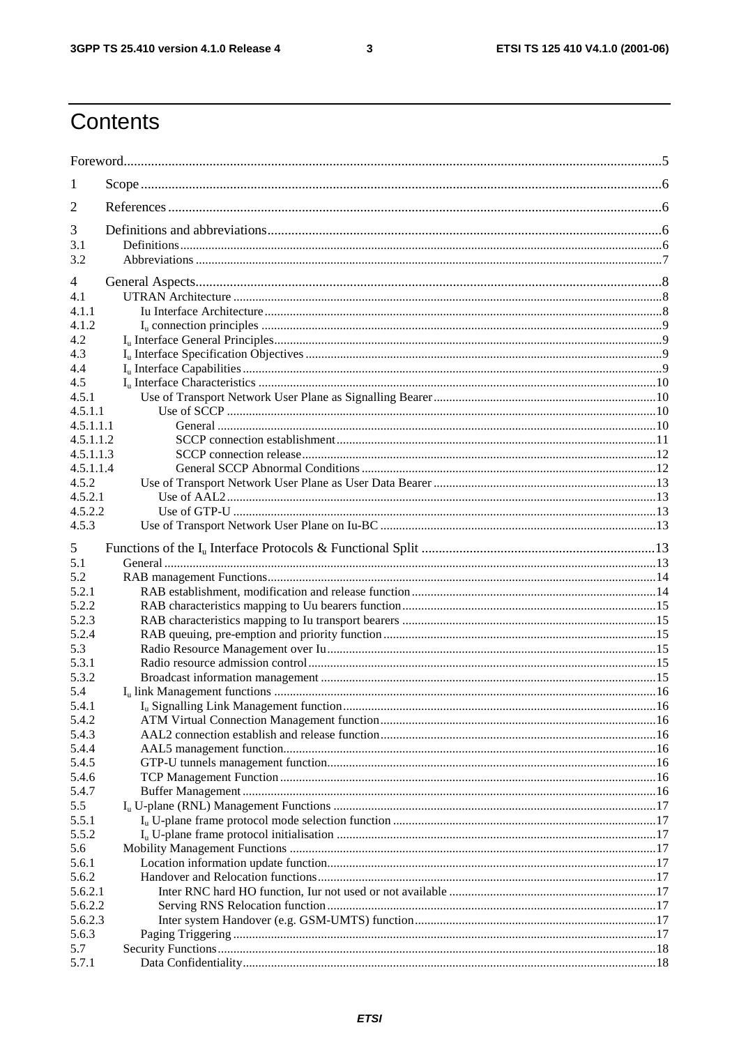# Contents

Foreword....5

1 Scope....6

2 References....6

3 Definitions and abbreviations....6
- 3.1 Definitions....6
- 3.2 Abbreviations....7

4 General Aspects....8
- 4.1 UTRAN Architecture....8
- 4.1.1 Iu Interface Architecture....8
- 4.1.2 $I_u$ connection principles....9
- 4.2 $I_u$ Interface General Principles....9
- 4.3 $I_u$ Interface Specification Objectives....9
- 4.4 $I_u$ Interface Capabilities....9
- 4.5 $I_u$ Interface Characteristics....10
- 4.5.1 Use of Transport Network User Plane as Signalling Bearer....10
- 4.5.1.1 Use of SCCP....10
- 4.5.1.1.1 General....10
- 4.5.1.1.2 SCCP connection establishment....11
- 4.5.1.1.3 SCCP connection release....12
- 4.5.1.1.4 General SCCP Abnormal Conditions....12
- 4.5.2 Use of Transport Network User Plane as User Data Bearer....13
- 4.5.2.1 Use of AAL2....13
- 4.5.2.2 Use of GTP-U....13
- 4.5.3 Use of Transport Network User Plane on Iu-BC....13

5 Functions of the $I_u$ Interface Protocols & Functional Split....13
- 5.1 General....13
- 5.2 RAB management Functions....14
- 5.2.1 RAB establishment, modification and release function....14
- 5.2.2 RAB characteristics mapping to Uu bearers function....15
- 5.2.3 RAB characteristics mapping to Iu transport bearers....15
- 5.2.4 RAB queuing, pre-emption and priority function....15
- 5.3 Radio Resource Management over Iu....15
- 5.3.1 Radio resource admission control....15
- 5.3.2 Broadcast information management....15
- 5.4 $I_u$ link Management functions....16
- 5.4.1 $I_u$ Signalling Link Management function....16
- 5.4.2 ATM Virtual Connection Management function....16
- 5.4.3 AAL2 connection establish and release function....16
- 5.4.4 AAL5 management function....16
- 5.4.5 GTP-U tunnels management function....16
- 5.4.6 TCP Management Function....16
- 5.4.7 Buffer Management....16
- 5.5 $I_u$ U-plane (RNL) Management Functions....17
- 5.5.1 $I_u$ U-plane frame protocol mode selection function....17
- 5.5.2 $I_u$ U-plane frame protocol initialisation....17
- 5.6 Mobility Management Functions....17
- 5.6.1 Location information update function....17
- 5.6.2 Handover and Relocation functions....17
- 5.6.2.1 Inter RNC hard HO function, Iur not used or not available....17
- 5.6.2.2 Serving RNS Relocation function....17
- 5.6.2.3 Inter system Handover (e.g. GSM-UMTS) function....17
- 5.6.3 Paging Triggering....17
- 5.7 Security Functions....18
- 5.7.1 Data Confidentiality....18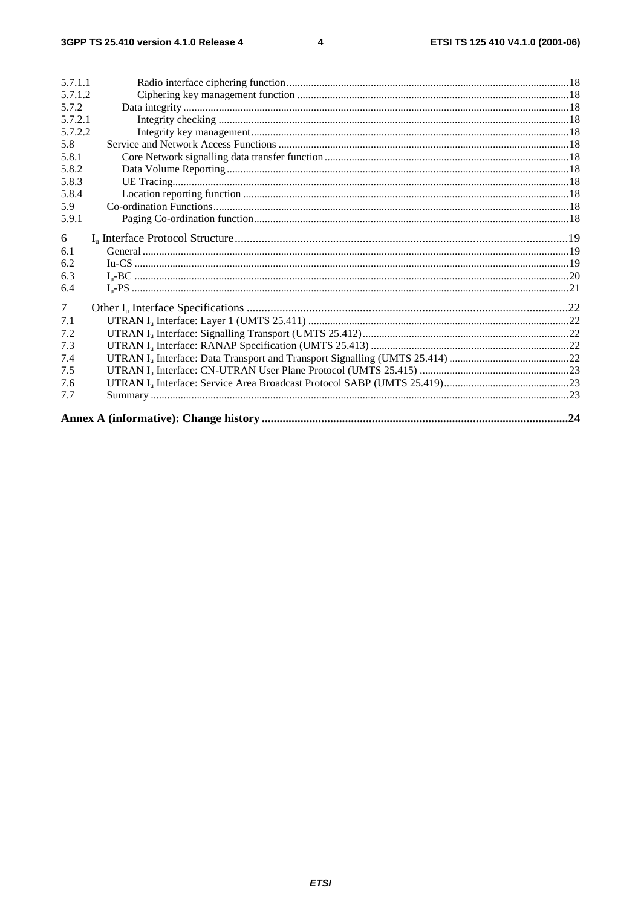5.7.1.1 Radio interface ciphering function ....................................................................................................18
5.7.1.2 Ciphering key management function ...................................................................................................18
5.7.2 Data integrity ............................................................................................................................................18
5.7.2.1 Integrity checking ...............................................................................................................................18
5.7.2.2 Integrity key management...................................................................................................................18
5.8 Service and Network Access Functions .........................................................................................................18
5.8.1 Core Network signalling data transfer function ........................................................................................18
5.8.2 Data Volume Reporting ............................................................................................................................18
5.8.3 UE Tracing................................................................................................................................................18
5.8.4 Location reporting function ......................................................................................................................18
5.9 Co-ordination Functions.................................................................................................................................18
5.9.1 Paging Co-ordination function..................................................................................................................18

6 $I_u$ Interface Protocol Structure..............................................................................................................19
6.1 General ...........................................................................................................................................................19
6.2 Iu-CS .............................................................................................................................................................19
6.3 $I_u$-BC .............................................................................................................................................................20
6.4 $I_u$-PS ..............................................................................................................................................................21

7 Other $I_u$ Interface Specifications ..........................................................................................................22
7.1 UTRAN $I_u$ Interface: Layer 1 (UMTS 25.411) ..............................................................................................22
7.2 UTRAN $I_u$ Interface: Signalling Transport (UMTS 25.412)...........................................................................22
7.3 UTRAN $I_u$ Interface: RANAP Specification (UMTS 25.413) ........................................................................22
7.4 UTRAN $I_u$ Interface: Data Transport and Transport Signalling (UMTS 25.414) ............................................22
7.5 UTRAN $I_u$ Interface: CN-UTRAN User Plane Protocol (UMTS 25.415) .......................................................23
7.6 UTRAN $I_u$ Interface: Service Area Broadcast Protocol SABP (UMTS 25.419).............................................23
7.7 Summary ........................................................................................................................................................23

**Annex A (informative): Change history .....................................................................................................24**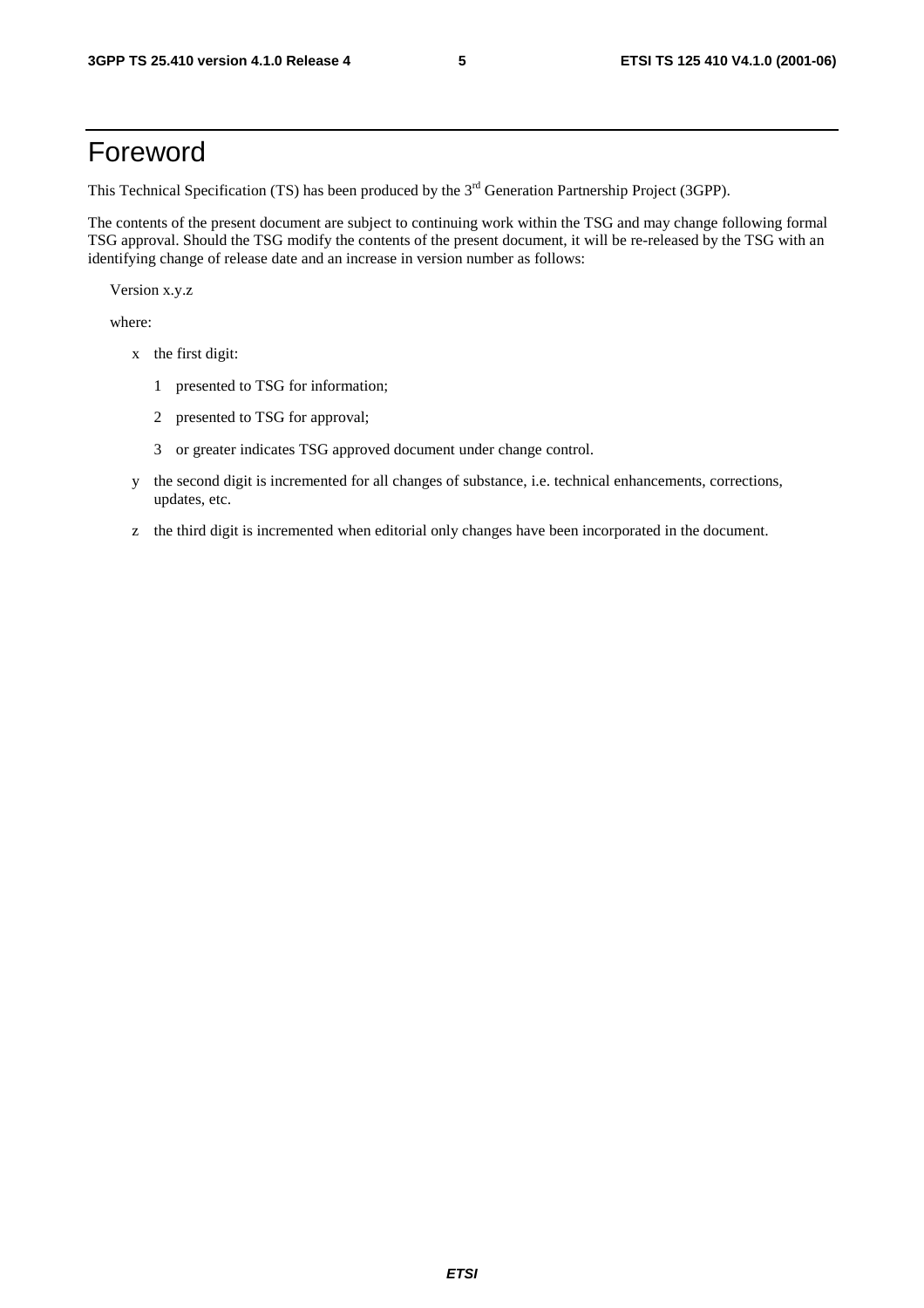# Foreword

This Technical Specification (TS) has been produced by the 3rd Generation Partnership Project (3GPP).

The contents of the present document are subject to continuing work within the TSG and may change following formal TSG approval. Should the TSG modify the contents of the present document, it will be re-released by the TSG with an identifying change of release date and an increase in version number as follows:

Version x.y.z

where:

- x the first digit:
  - 1 presented to TSG for information;
  - 2 presented to TSG for approval;
  - 3 or greater indicates TSG approved document under change control.
- y the second digit is incremented for all changes of substance, i.e. technical enhancements, corrections, updates, etc.
- z the third digit is incremented when editorial only changes have been incorporated in the document.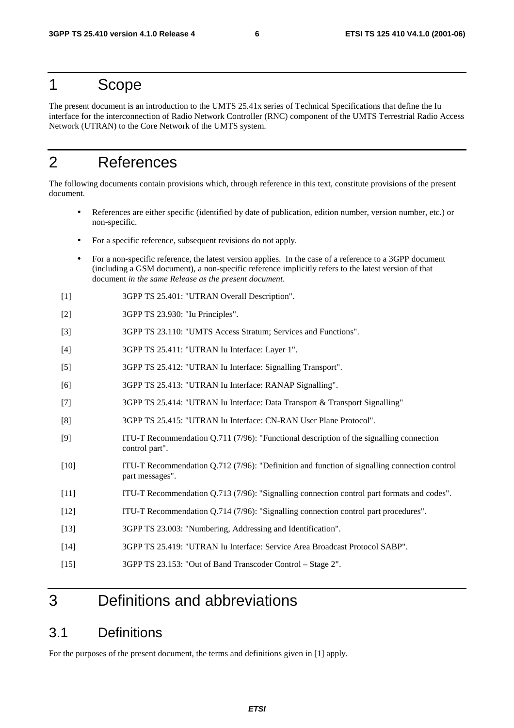# 1 Scope

The present document is an introduction to the UMTS 25.41x series of Technical Specifications that define the Iu interface for the interconnection of Radio Network Controller (RNC) component of the UMTS Terrestrial Radio Access Network (UTRAN) to the Core Network of the UMTS system.

# 2 References

The following documents contain provisions which, through reference in this text, constitute provisions of the present document.

- References are either specific (identified by date of publication, edition number, version number, etc.) or non-specific.
- For a specific reference, subsequent revisions do not apply.
- For a non-specific reference, the latest version applies. In the case of a reference to a 3GPP document (including a GSM document), a non-specific reference implicitly refers to the latest version of that document *in the same Release as the present document*.

[1] 3GPP TS 25.401: "UTRAN Overall Description".

[2] 3GPP TS 23.930: "Iu Principles".

[3] 3GPP TS 23.110: "UMTS Access Stratum; Services and Functions".

[4] 3GPP TS 25.411: "UTRAN Iu Interface: Layer 1".

[5] 3GPP TS 25.412: "UTRAN Iu Interface: Signalling Transport".

[6] 3GPP TS 25.413: "UTRAN Iu Interface: RANAP Signalling".

[7] 3GPP TS 25.414: "UTRAN Iu Interface: Data Transport & Transport Signalling"

[8] 3GPP TS 25.415: "UTRAN Iu Interface: CN-RAN User Plane Protocol".

[9] ITU-T Recommendation Q.711 (7/96): "Functional description of the signalling connection control part".

[10] ITU-T Recommendation Q.712 (7/96): "Definition and function of signalling connection control part messages".

[11] ITU-T Recommendation Q.713 (7/96): "Signalling connection control part formats and codes".

[12] ITU-T Recommendation Q.714 (7/96): "Signalling connection control part procedures".

[13] 3GPP TS 23.003: "Numbering, Addressing and Identification".

[14] 3GPP TS 25.419: "UTRAN Iu Interface: Service Area Broadcast Protocol SABP".

[15] 3GPP TS 23.153: "Out of Band Transcoder Control – Stage 2".

# 3 Definitions and abbreviations

## 3.1 Definitions

For the purposes of the present document, the terms and definitions given in [1] apply.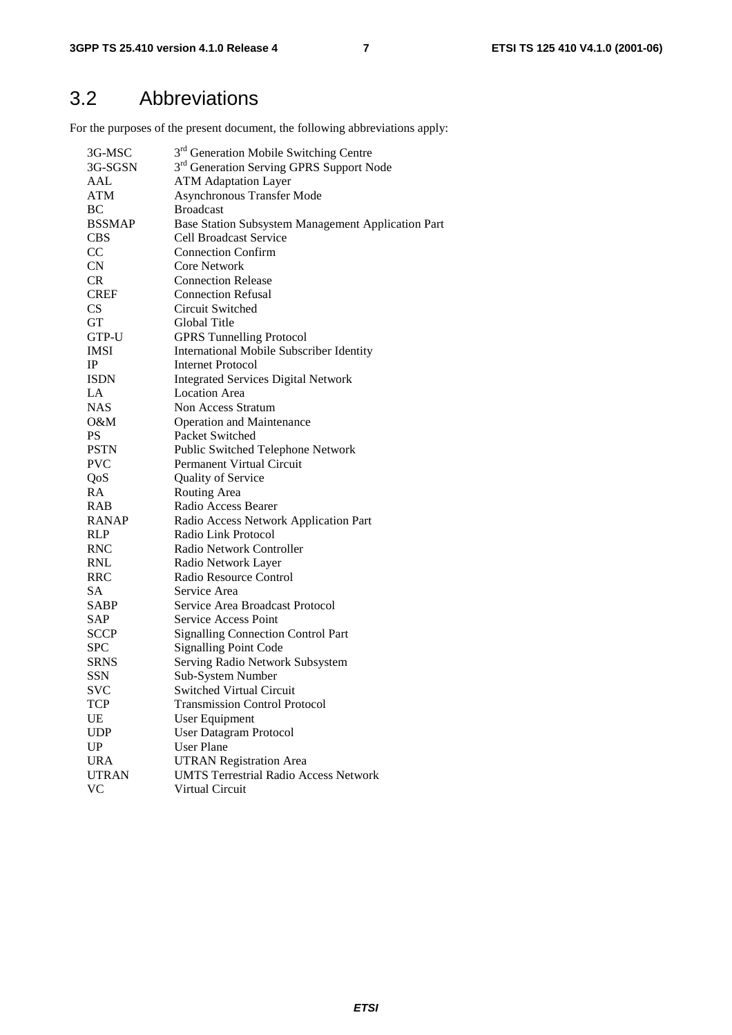## 3.2 Abbreviations

For the purposes of the present document, the following abbreviations apply:

| | |
|---|---|
| 3G-MSC | 3rd Generation Mobile Switching Centre |
| 3G-SGSN | 3rd Generation Serving GPRS Support Node |
| AAL | ATM Adaptation Layer |
| ATM | Asynchronous Transfer Mode |
| BC | Broadcast |
| BSSMAP | Base Station Subsystem Management Application Part |
| CBS | Cell Broadcast Service |
| CC | Connection Confirm |
| CN | Core Network |
| CR | Connection Release |
| CREF | Connection Refusal |
| CS | Circuit Switched |
| GT | Global Title |
| GTP-U | GPRS Tunnelling Protocol |
| IMSI | International Mobile Subscriber Identity |
| IP | Internet Protocol |
| ISDN | Integrated Services Digital Network |
| LA | Location Area |
| NAS | Non Access Stratum |
| O&M | Operation and Maintenance |
| PS | Packet Switched |
| PSTN | Public Switched Telephone Network |
| PVC | Permanent Virtual Circuit |
| QoS | Quality of Service |
| RA | Routing Area |
| RAB | Radio Access Bearer |
| RANAP | Radio Access Network Application Part |
| RLP | Radio Link Protocol |
| RNC | Radio Network Controller |
| RNL | Radio Network Layer |
| RRC | Radio Resource Control |
| SA | Service Area |
| SABP | Service Area Broadcast Protocol |
| SAP | Service Access Point |
| SCCP | Signalling Connection Control Part |
| SPC | Signalling Point Code |
| SRNS | Serving Radio Network Subsystem |
| SSN | Sub-System Number |
| SVC | Switched Virtual Circuit |
| TCP | Transmission Control Protocol |
| UE | User Equipment |
| UDP | User Datagram Protocol |
| UP | User Plane |
| URA | UTRAN Registration Area |
| UTRAN | UMTS Terrestrial Radio Access Network |
| VC | Virtual Circuit |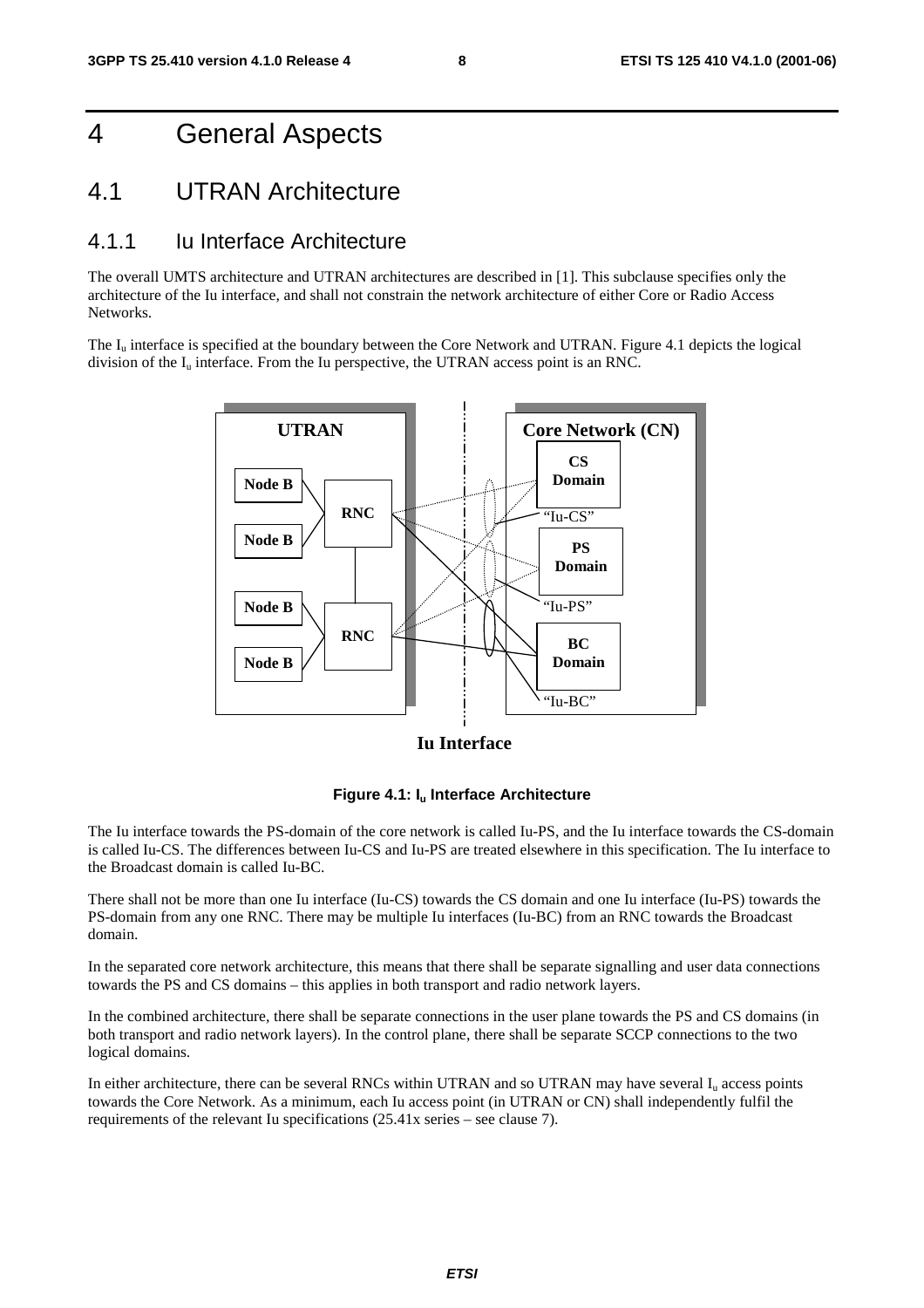# 4 General Aspects

## 4.1 UTRAN Architecture

### 4.1.1 Iu Interface Architecture

The overall UMTS architecture and UTRAN architectures are described in [1]. This subclause specifies only the architecture of the Iu interface, and shall not constrain the network architecture of either Core or Radio Access Networks.

The $I_u$ interface is specified at the boundary between the Core Network and UTRAN. Figure 4.1 depicts the logical division of the $I_u$ interface. From the Iu perspective, the UTRAN access point is an RNC.

**Figure 4.1: $I_u$ Interface Architecture**

The Iu interface towards the PS-domain of the core network is called Iu-PS, and the Iu interface towards the CS-domain is called Iu-CS. The differences between Iu-CS and Iu-PS are treated elsewhere in this specification. The Iu interface to the Broadcast domain is called Iu-BC.

There shall not be more than one Iu interface (Iu-CS) towards the CS domain and one Iu interface (Iu-PS) towards the PS-domain from any one RNC. There may be multiple Iu interfaces (Iu-BC) from an RNC towards the Broadcast domain.

In the separated core network architecture, this means that there shall be separate signalling and user data connections towards the PS and CS domains – this applies in both transport and radio network layers.

In the combined architecture, there shall be separate connections in the user plane towards the PS and CS domains (in both transport and radio network layers). In the control plane, there shall be separate SCCP connections to the two logical domains.

In either architecture, there can be several RNCs within UTRAN and so UTRAN may have several $I_u$ access points towards the Core Network. As a minimum, each Iu access point (in UTRAN or CN) shall independently fulfil the requirements of the relevant Iu specifications (25.41x series – see clause 7).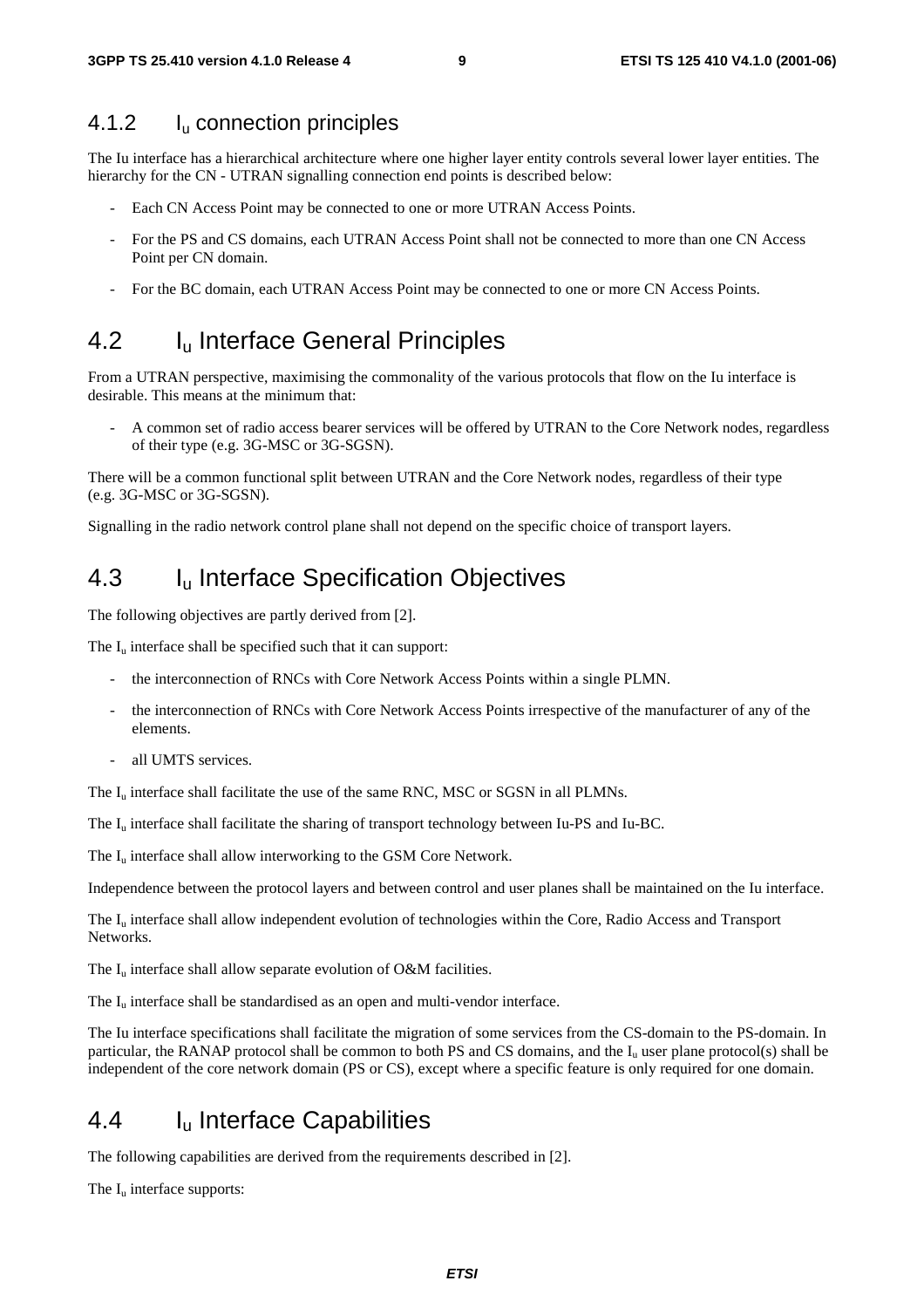### 4.1.2 $I_u$ connection principles

The Iu interface has a hierarchical architecture where one higher layer entity controls several lower layer entities. The hierarchy for the CN - UTRAN signalling connection end points is described below:

- Each CN Access Point may be connected to one or more UTRAN Access Points.
- For the PS and CS domains, each UTRAN Access Point shall not be connected to more than one CN Access Point per CN domain.
- For the BC domain, each UTRAN Access Point may be connected to one or more CN Access Points.

## 4.2 $I_u$ Interface General Principles

From a UTRAN perspective, maximising the commonality of the various protocols that flow on the Iu interface is desirable. This means at the minimum that:

- A common set of radio access bearer services will be offered by UTRAN to the Core Network nodes, regardless of their type (e.g. 3G-MSC or 3G-SGSN).

There will be a common functional split between UTRAN and the Core Network nodes, regardless of their type (e.g. 3G-MSC or 3G-SGSN).

Signalling in the radio network control plane shall not depend on the specific choice of transport layers.

## 4.3 $I_u$ Interface Specification Objectives

The following objectives are partly derived from [2].

The $I_u$ interface shall be specified such that it can support:

- the interconnection of RNCs with Core Network Access Points within a single PLMN.
- the interconnection of RNCs with Core Network Access Points irrespective of the manufacturer of any of the elements.
- all UMTS services.

The $I_u$ interface shall facilitate the use of the same RNC, MSC or SGSN in all PLMNs.

The $I_u$ interface shall facilitate the sharing of transport technology between Iu-PS and Iu-BC.

The $I_u$ interface shall allow interworking to the GSM Core Network.

Independence between the protocol layers and between control and user planes shall be maintained on the Iu interface.

The $I_u$ interface shall allow independent evolution of technologies within the Core, Radio Access and Transport Networks.

The $I_u$ interface shall allow separate evolution of O&M facilities.

The $I_u$ interface shall be standardised as an open and multi-vendor interface.

The Iu interface specifications shall facilitate the migration of some services from the CS-domain to the PS-domain. In particular, the RANAP protocol shall be common to both PS and CS domains, and the $I_u$ user plane protocol(s) shall be independent of the core network domain (PS or CS), except where a specific feature is only required for one domain.

## 4.4 $I_u$ Interface Capabilities

The following capabilities are derived from the requirements described in [2].

The $I_u$ interface supports: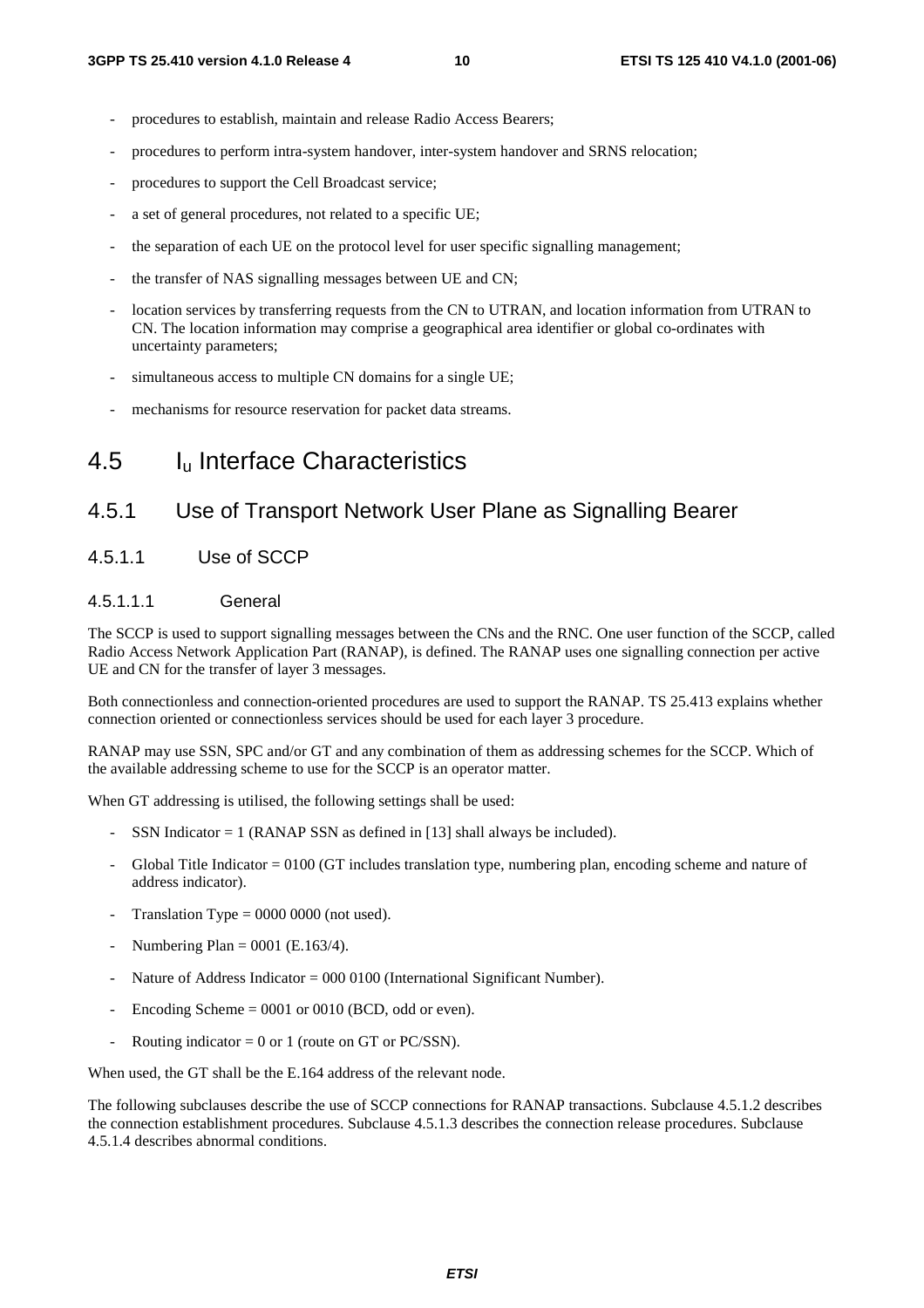- procedures to establish, maintain and release Radio Access Bearers;
- procedures to perform intra-system handover, inter-system handover and SRNS relocation;
- procedures to support the Cell Broadcast service;
- a set of general procedures, not related to a specific UE;
- the separation of each UE on the protocol level for user specific signalling management;
- the transfer of NAS signalling messages between UE and CN;
- location services by transferring requests from the CN to UTRAN, and location information from UTRAN to CN. The location information may comprise a geographical area identifier or global co-ordinates with uncertainty parameters;
- simultaneous access to multiple CN domains for a single UE;
- mechanisms for resource reservation for packet data streams.

# 4.5 $I_u$ Interface Characteristics

## 4.5.1 Use of Transport Network User Plane as Signalling Bearer

### 4.5.1.1 Use of SCCP

#### 4.5.1.1.1 General

The SCCP is used to support signalling messages between the CNs and the RNC. One user function of the SCCP, called Radio Access Network Application Part (RANAP), is defined. The RANAP uses one signalling connection per active UE and CN for the transfer of layer 3 messages.

Both connectionless and connection-oriented procedures are used to support the RANAP. TS 25.413 explains whether connection oriented or connectionless services should be used for each layer 3 procedure.

RANAP may use SSN, SPC and/or GT and any combination of them as addressing schemes for the SCCP. Which of the available addressing scheme to use for the SCCP is an operator matter.

When GT addressing is utilised, the following settings shall be used:

- SSN Indicator = 1 (RANAP SSN as defined in [13] shall always be included).
- Global Title Indicator = 0100 (GT includes translation type, numbering plan, encoding scheme and nature of address indicator).
- Translation Type = 0000 0000 (not used).
- Numbering Plan = 0001 (E.163/4).
- Nature of Address Indicator = 000 0100 (International Significant Number).
- Encoding Scheme = 0001 or 0010 (BCD, odd or even).
- Routing indicator = 0 or 1 (route on GT or PC/SSN).

When used, the GT shall be the E.164 address of the relevant node.

The following subclauses describe the use of SCCP connections for RANAP transactions. Subclause 4.5.1.2 describes the connection establishment procedures. Subclause 4.5.1.3 describes the connection release procedures. Subclause 4.5.1.4 describes abnormal conditions.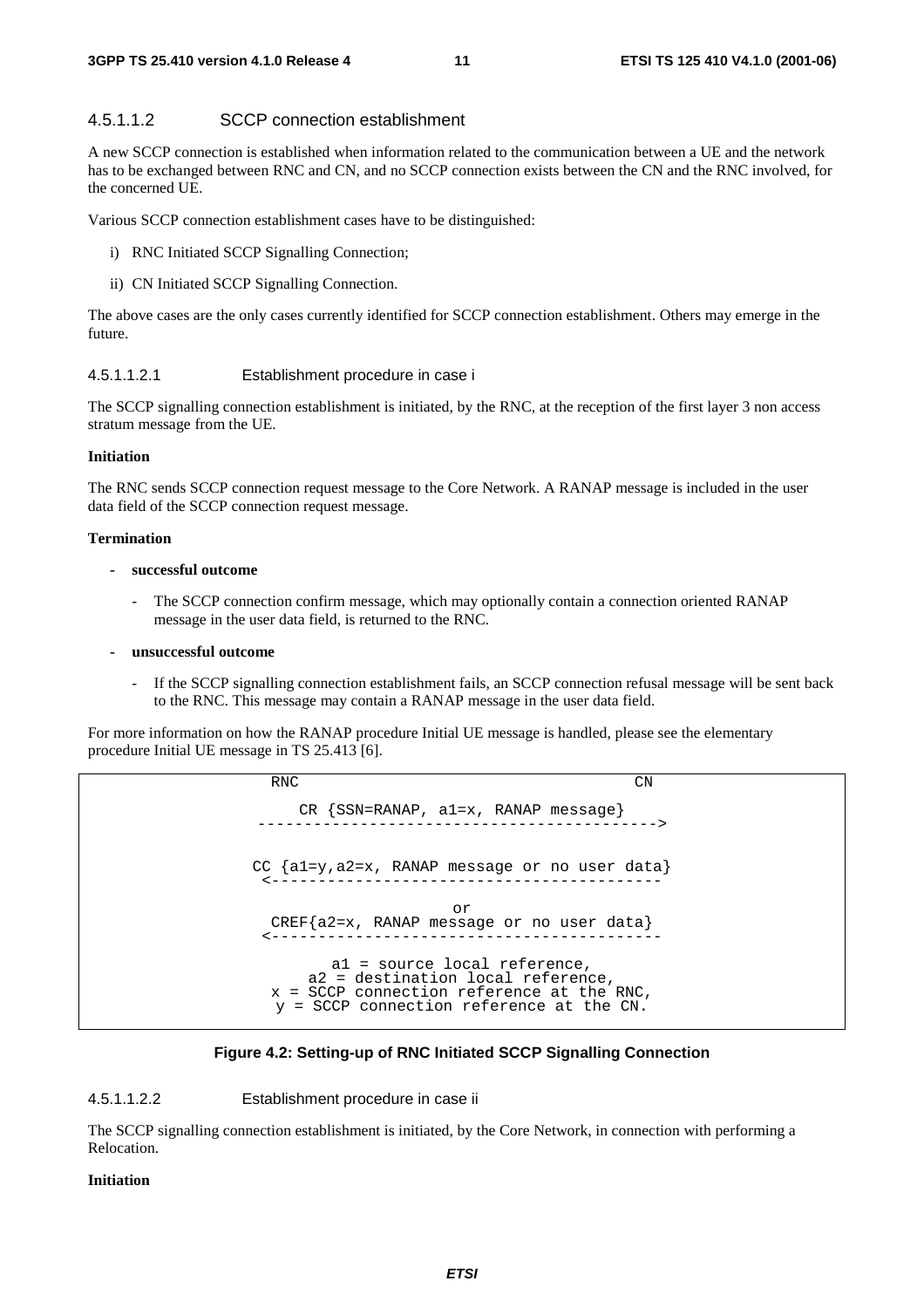#### 4.5.1.1.2 SCCP connection establishment

A new SCCP connection is established when information related to the communication between a UE and the network has to be exchanged between RNC and CN, and no SCCP connection exists between the CN and the RNC involved, for the concerned UE.

Various SCCP connection establishment cases have to be distinguished:

i) RNC Initiated SCCP Signalling Connection;

ii) CN Initiated SCCP Signalling Connection.

The above cases are the only cases currently identified for SCCP connection establishment. Others may emerge in the future.

##### 4.5.1.1.2.1 Establishment procedure in case i

The SCCP signalling connection establishment is initiated, by the RNC, at the reception of the first layer 3 non access stratum message from the UE.

**Initiation**

The RNC sends SCCP connection request message to the Core Network. A RANAP message is included in the user data field of the SCCP connection request message.

**Termination**

- **successful outcome**
  - The SCCP connection confirm message, which may optionally contain a connection oriented RANAP message in the user data field, is returned to the RNC.
- **unsuccessful outcome**
  - If the SCCP signalling connection establishment fails, an SCCP connection refusal message will be sent back to the RNC. This message may contain a RANAP message in the user data field.

For more information on how the RANAP procedure Initial UE message is handled, please see the elementary procedure Initial UE message in TS 25.413 [6].

```
       RNC                                        CN

          CR {SSN=RANAP, a1=x, RANAP message}
      ------------------------------------------->


     CC {a1=y,a2=x, RANAP message or no user data}
      <------------------------------------------

                            or
       CREF{a2=x, RANAP message or no user data}
      <------------------------------------------

               a1 = source local reference,
            a2 = destination local reference,
        x = SCCP connection reference at the RNC,
         y = SCCP connection reference at the CN.
```

**Figure 4.2: Setting-up of RNC Initiated SCCP Signalling Connection**

##### 4.5.1.1.2.2 Establishment procedure in case ii

The SCCP signalling connection establishment is initiated, by the Core Network, in connection with performing a Relocation.

**Initiation**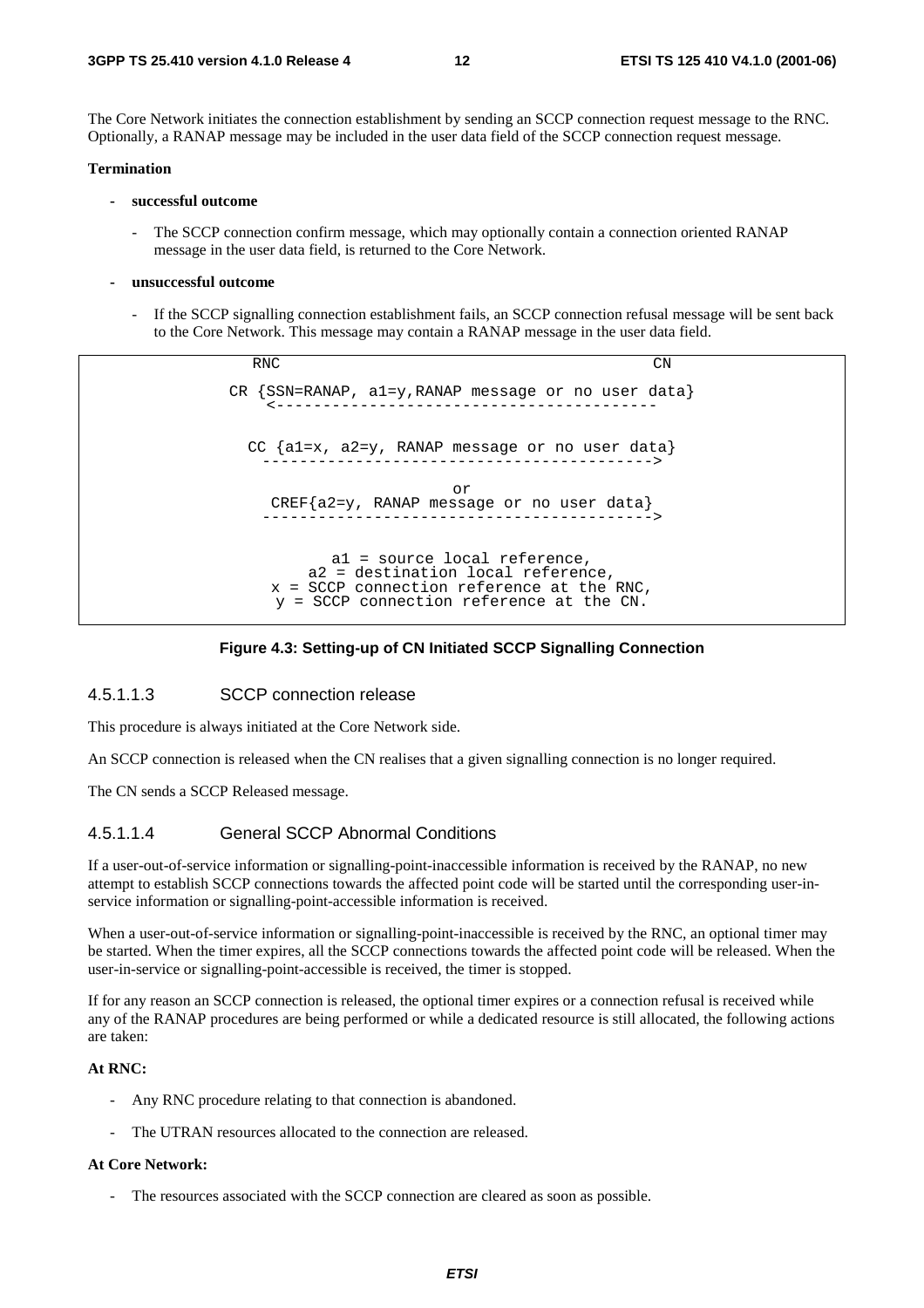The Core Network initiates the connection establishment by sending an SCCP connection request message to the RNC. Optionally, a RANAP message may be included in the user data field of the SCCP connection request message.

**Termination**

- **successful outcome**
  - The SCCP connection confirm message, which may optionally contain a connection oriented RANAP message in the user data field, is returned to the Core Network.

- **unsuccessful outcome**
  - If the SCCP signalling connection establishment fails, an SCCP connection refusal message will be sent back to the Core Network. This message may contain a RANAP message in the user data field.

```
              RNC                                               CN

          CR {SSN=RANAP, a1=y,RANAP message or no user data}
             <----------------------------------------

            CC {a1=x, a2=y, RANAP message or no user data}
             ----------------------------------------->

                                  or
             CREF{a2=y, RANAP message or no user data}
             ----------------------------------------->

                    a1 = source local reference,
                 a2 = destination local reference,
              x = SCCP connection reference at the RNC,
               y = SCCP connection reference at the CN.
```

**Figure 4.3: Setting-up of CN Initiated SCCP Signalling Connection**

#### 4.5.1.1.3 SCCP connection release

This procedure is always initiated at the Core Network side.

An SCCP connection is released when the CN realises that a given signalling connection is no longer required.

The CN sends a SCCP Released message.

#### 4.5.1.1.4 General SCCP Abnormal Conditions

If a user-out-of-service information or signalling-point-inaccessible information is received by the RANAP, no new attempt to establish SCCP connections towards the affected point code will be started until the corresponding user-in-service information or signalling-point-accessible information is received.

When a user-out-of-service information or signalling-point-inaccessible is received by the RNC, an optional timer may be started. When the timer expires, all the SCCP connections towards the affected point code will be released. When the user-in-service or signalling-point-accessible is received, the timer is stopped.

If for any reason an SCCP connection is released, the optional timer expires or a connection refusal is received while any of the RANAP procedures are being performed or while a dedicated resource is still allocated, the following actions are taken:

**At RNC:**

- Any RNC procedure relating to that connection is abandoned.
- The UTRAN resources allocated to the connection are released.

**At Core Network:**

- The resources associated with the SCCP connection are cleared as soon as possible.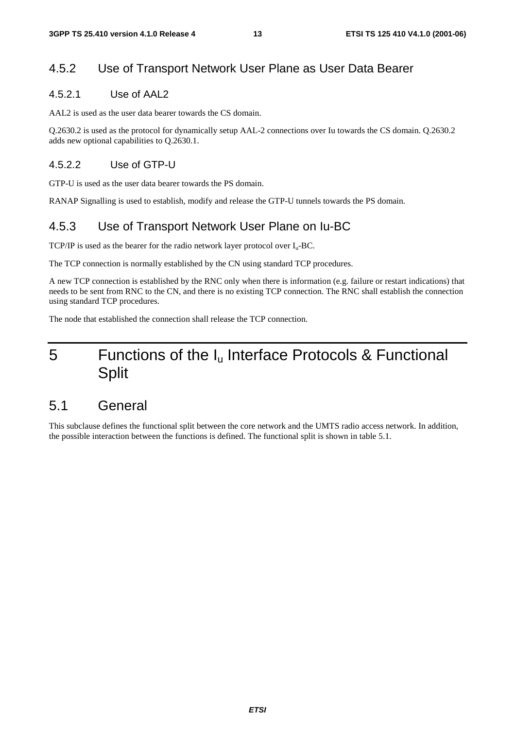### 4.5.2 Use of Transport Network User Plane as User Data Bearer

#### 4.5.2.1 Use of AAL2

AAL2 is used as the user data bearer towards the CS domain.

Q.2630.2 is used as the protocol for dynamically setup AAL-2 connections over Iu towards the CS domain. Q.2630.2 adds new optional capabilities to Q.2630.1.

#### 4.5.2.2 Use of GTP-U

GTP-U is used as the user data bearer towards the PS domain.

RANAP Signalling is used to establish, modify and release the GTP-U tunnels towards the PS domain.

### 4.5.3 Use of Transport Network User Plane on Iu-BC

TCP/IP is used as the bearer for the radio network layer protocol over $I_u$-BC.

The TCP connection is normally established by the CN using standard TCP procedures.

A new TCP connection is established by the RNC only when there is information (e.g. failure or restart indications) that needs to be sent from RNC to the CN, and there is no existing TCP connection. The RNC shall establish the connection using standard TCP procedures.

The node that established the connection shall release the TCP connection.

# 5 Functions of the $I_u$ Interface Protocols & Functional Split

## 5.1 General

This subclause defines the functional split between the core network and the UMTS radio access network. In addition, the possible interaction between the functions is defined. The functional split is shown in table 5.1.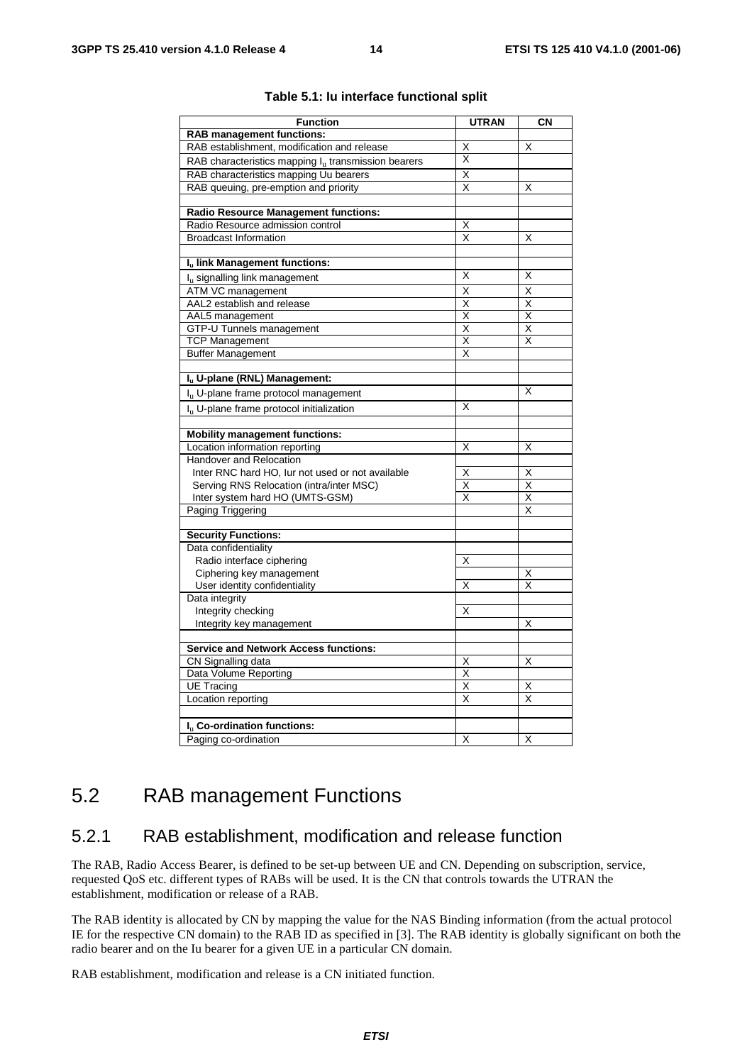**Table 5.1: Iu interface functional split**

| Function | UTRAN | CN |
|---|---|---|
| **RAB management functions:** | | |
| RAB establishment, modification and release | X | X |
| RAB characteristics mapping $I_u$ transmission bearers | X | |
| RAB characteristics mapping Uu bearers | X | |
| RAB queuing, pre-emption and priority | X | X |
| | | |
| **Radio Resource Management functions:** | | |
| Radio Resource admission control | X | |
| Broadcast Information | X | X |
| | | |
| **$I_u$ link Management functions:** | | |
| $I_u$ signalling link management | X | X |
| ATM VC management | X | X |
| AAL2 establish and release | X | X |
| AAL5 management | X | X |
| GTP-U Tunnels management | X | X |
| TCP Management | X | X |
| Buffer Management | X | |
| | | |
| **$I_u$ U-plane (RNL) Management:** | | |
| $I_u$ U-plane frame protocol management | | X |
| $I_u$ U-plane frame protocol initialization | X | |
| | | |
| **Mobility management functions:** | | |
| Location information reporting | X | X |
| Handover and Relocation | | |
| Inter RNC hard HO, Iur not used or not available | X | X |
| Serving RNS Relocation (intra/inter MSC) | X | X |
| Inter system hard HO (UMTS-GSM) | X | X |
| Paging Triggering | | X |
| | | |
| **Security Functions:** | | |
| Data confidentiality | | |
| Radio interface ciphering | X | |
| Ciphering key management | | X |
| User identity confidentiality | X | X |
| Data integrity | | |
| Integrity checking | X | |
| Integrity key management | | X |
| | | |
| **Service and Network Access functions:** | | |
| CN Signalling data | X | X |
| Data Volume Reporting | X | |
| UE Tracing | X | X |
| Location reporting | X | X |
| | | |
| **$I_u$ Co-ordination functions:** | | |
| Paging co-ordination | X | X |

## 5.2 RAB management Functions

### 5.2.1 RAB establishment, modification and release function

The RAB, Radio Access Bearer, is defined to be set-up between UE and CN. Depending on subscription, service, requested QoS etc. different types of RABs will be used. It is the CN that controls towards the UTRAN the establishment, modification or release of a RAB.

The RAB identity is allocated by CN by mapping the value for the NAS Binding information (from the actual protocol IE for the respective CN domain) to the RAB ID as specified in [3]. The RAB identity is globally significant on both the radio bearer and on the Iu bearer for a given UE in a particular CN domain.

RAB establishment, modification and release is a CN initiated function.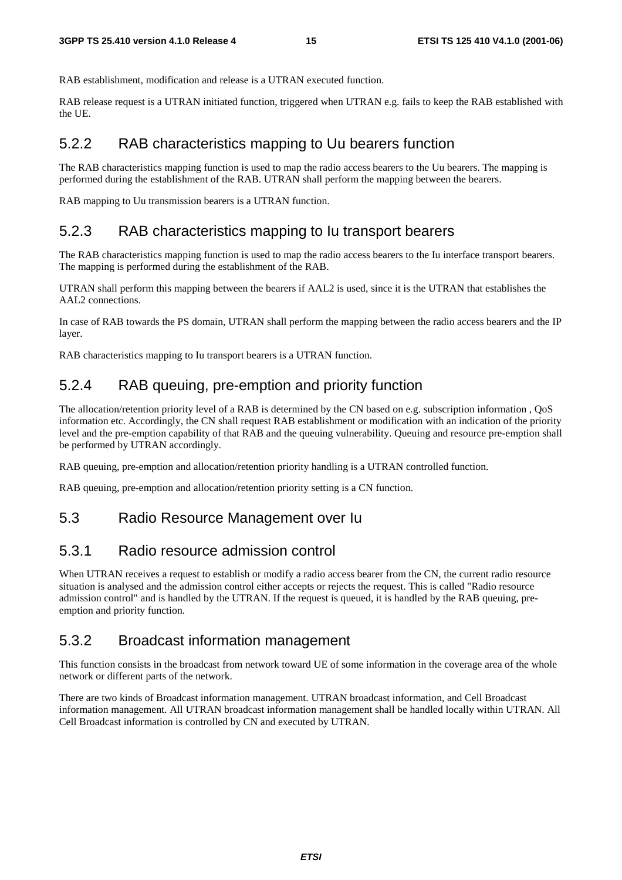RAB establishment, modification and release is a UTRAN executed function.

RAB release request is a UTRAN initiated function, triggered when UTRAN e.g. fails to keep the RAB established with the UE.

### 5.2.2 RAB characteristics mapping to Uu bearers function

The RAB characteristics mapping function is used to map the radio access bearers to the Uu bearers. The mapping is performed during the establishment of the RAB. UTRAN shall perform the mapping between the bearers.

RAB mapping to Uu transmission bearers is a UTRAN function.

### 5.2.3 RAB characteristics mapping to Iu transport bearers

The RAB characteristics mapping function is used to map the radio access bearers to the Iu interface transport bearers. The mapping is performed during the establishment of the RAB.

UTRAN shall perform this mapping between the bearers if AAL2 is used, since it is the UTRAN that establishes the AAL2 connections.

In case of RAB towards the PS domain, UTRAN shall perform the mapping between the radio access bearers and the IP layer.

RAB characteristics mapping to Iu transport bearers is a UTRAN function.

### 5.2.4 RAB queuing, pre-emption and priority function

The allocation/retention priority level of a RAB is determined by the CN based on e.g. subscription information , QoS information etc. Accordingly, the CN shall request RAB establishment or modification with an indication of the priority level and the pre-emption capability of that RAB and the queuing vulnerability. Queuing and resource pre-emption shall be performed by UTRAN accordingly.

RAB queuing, pre-emption and allocation/retention priority handling is a UTRAN controlled function.

RAB queuing, pre-emption and allocation/retention priority setting is a CN function.

## 5.3 Radio Resource Management over Iu

### 5.3.1 Radio resource admission control

When UTRAN receives a request to establish or modify a radio access bearer from the CN, the current radio resource situation is analysed and the admission control either accepts or rejects the request. This is called "Radio resource admission control" and is handled by the UTRAN. If the request is queued, it is handled by the RAB queuing, pre-emption and priority function.

### 5.3.2 Broadcast information management

This function consists in the broadcast from network toward UE of some information in the coverage area of the whole network or different parts of the network.

There are two kinds of Broadcast information management. UTRAN broadcast information, and Cell Broadcast information management. All UTRAN broadcast information management shall be handled locally within UTRAN. All Cell Broadcast information is controlled by CN and executed by UTRAN.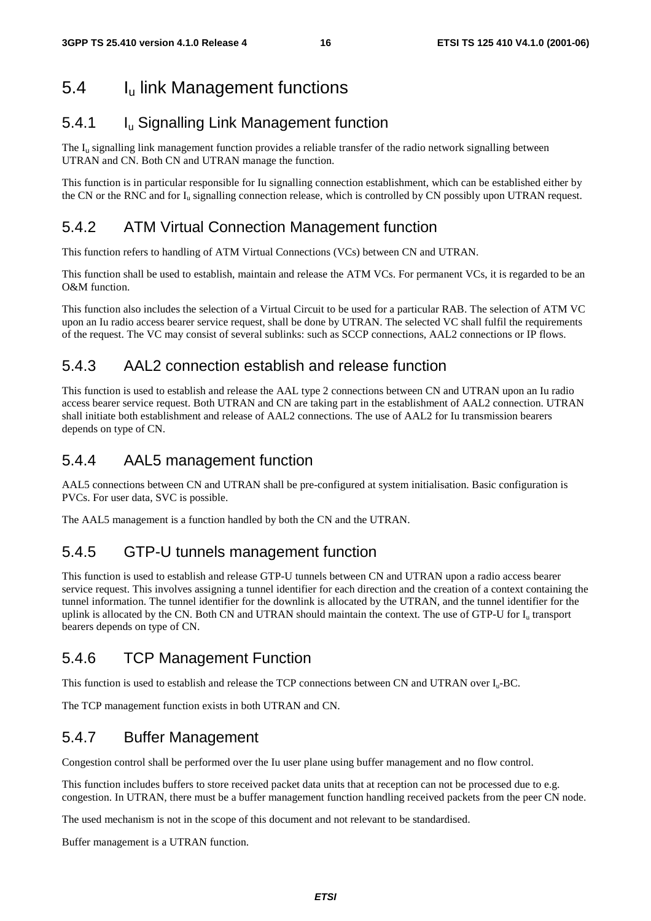## 5.4 $I_u$ link Management functions

### 5.4.1 $I_u$ Signalling Link Management function

The $I_u$ signalling link management function provides a reliable transfer of the radio network signalling between UTRAN and CN. Both CN and UTRAN manage the function.

This function is in particular responsible for Iu signalling connection establishment, which can be established either by the CN or the RNC and for $I_u$ signalling connection release, which is controlled by CN possibly upon UTRAN request.

### 5.4.2 ATM Virtual Connection Management function

This function refers to handling of ATM Virtual Connections (VCs) between CN and UTRAN.

This function shall be used to establish, maintain and release the ATM VCs. For permanent VCs, it is regarded to be an O&M function.

This function also includes the selection of a Virtual Circuit to be used for a particular RAB. The selection of ATM VC upon an Iu radio access bearer service request, shall be done by UTRAN. The selected VC shall fulfil the requirements of the request. The VC may consist of several sublinks: such as SCCP connections, AAL2 connections or IP flows.

### 5.4.3 AAL2 connection establish and release function

This function is used to establish and release the AAL type 2 connections between CN and UTRAN upon an Iu radio access bearer service request. Both UTRAN and CN are taking part in the establishment of AAL2 connection. UTRAN shall initiate both establishment and release of AAL2 connections. The use of AAL2 for Iu transmission bearers depends on type of CN.

### 5.4.4 AAL5 management function

AAL5 connections between CN and UTRAN shall be pre-configured at system initialisation. Basic configuration is PVCs. For user data, SVC is possible.

The AAL5 management is a function handled by both the CN and the UTRAN.

### 5.4.5 GTP-U tunnels management function

This function is used to establish and release GTP-U tunnels between CN and UTRAN upon a radio access bearer service request. This involves assigning a tunnel identifier for each direction and the creation of a context containing the tunnel information. The tunnel identifier for the downlink is allocated by the UTRAN, and the tunnel identifier for the uplink is allocated by the CN. Both CN and UTRAN should maintain the context. The use of GTP-U for $I_u$ transport bearers depends on type of CN.

### 5.4.6 TCP Management Function

This function is used to establish and release the TCP connections between CN and UTRAN over $I_u$-BC.

The TCP management function exists in both UTRAN and CN.

### 5.4.7 Buffer Management

Congestion control shall be performed over the Iu user plane using buffer management and no flow control.

This function includes buffers to store received packet data units that at reception can not be processed due to e.g. congestion. In UTRAN, there must be a buffer management function handling received packets from the peer CN node.

The used mechanism is not in the scope of this document and not relevant to be standardised.

Buffer management is a UTRAN function.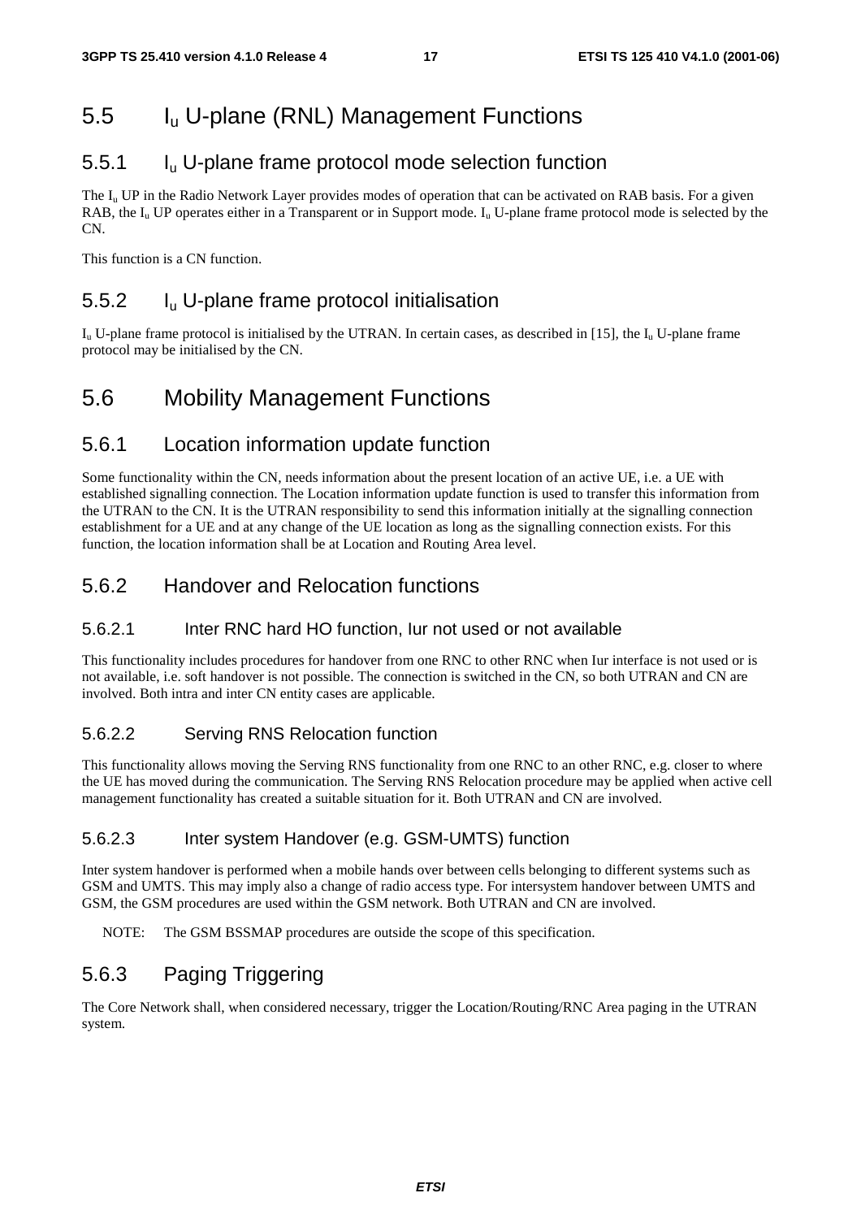## 5.5 $I_u$ U-plane (RNL) Management Functions

### 5.5.1 $I_u$ U-plane frame protocol mode selection function

The $I_u$ UP in the Radio Network Layer provides modes of operation that can be activated on RAB basis. For a given RAB, the $I_u$ UP operates either in a Transparent or in Support mode. $I_u$ U-plane frame protocol mode is selected by the CN.

This function is a CN function.

### 5.5.2 $I_u$ U-plane frame protocol initialisation

$I_u$ U-plane frame protocol is initialised by the UTRAN. In certain cases, as described in [15], the $I_u$ U-plane frame protocol may be initialised by the CN.

## 5.6 Mobility Management Functions

### 5.6.1 Location information update function

Some functionality within the CN, needs information about the present location of an active UE, i.e. a UE with established signalling connection. The Location information update function is used to transfer this information from the UTRAN to the CN. It is the UTRAN responsibility to send this information initially at the signalling connection establishment for a UE and at any change of the UE location as long as the signalling connection exists. For this function, the location information shall be at Location and Routing Area level.

### 5.6.2 Handover and Relocation functions

#### 5.6.2.1 Inter RNC hard HO function, Iur not used or not available

This functionality includes procedures for handover from one RNC to other RNC when Iur interface is not used or is not available, i.e. soft handover is not possible. The connection is switched in the CN, so both UTRAN and CN are involved. Both intra and inter CN entity cases are applicable.

#### 5.6.2.2 Serving RNS Relocation function

This functionality allows moving the Serving RNS functionality from one RNC to an other RNC, e.g. closer to where the UE has moved during the communication. The Serving RNS Relocation procedure may be applied when active cell management functionality has created a suitable situation for it. Both UTRAN and CN are involved.

#### 5.6.2.3 Inter system Handover (e.g. GSM-UMTS) function

Inter system handover is performed when a mobile hands over between cells belonging to different systems such as GSM and UMTS. This may imply also a change of radio access type. For intersystem handover between UMTS and GSM, the GSM procedures are used within the GSM network. Both UTRAN and CN are involved.

NOTE: The GSM BSSMAP procedures are outside the scope of this specification.

### 5.6.3 Paging Triggering

The Core Network shall, when considered necessary, trigger the Location/Routing/RNC Area paging in the UTRAN system.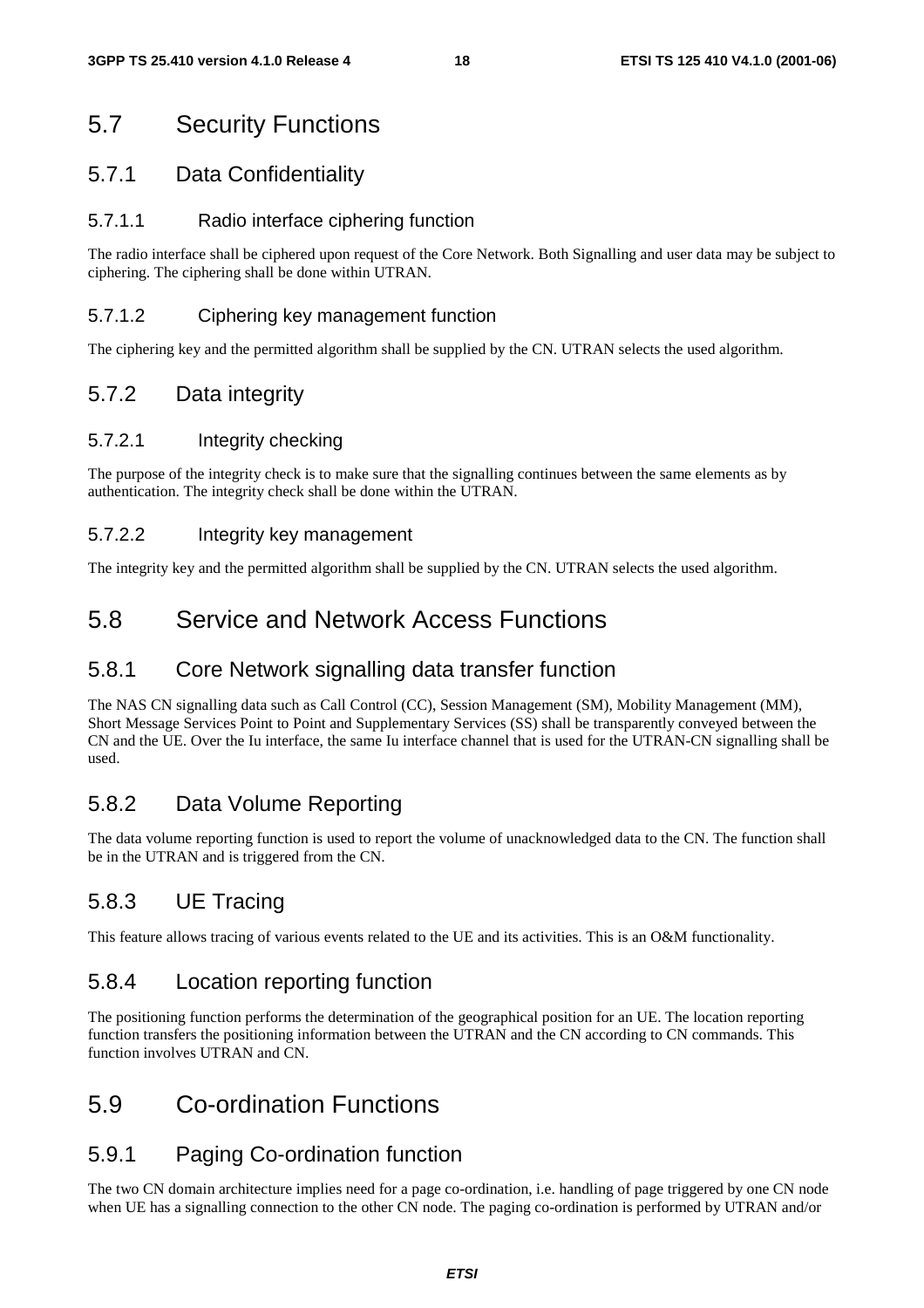## 5.7 Security Functions

### 5.7.1 Data Confidentiality

#### 5.7.1.1 Radio interface ciphering function

The radio interface shall be ciphered upon request of the Core Network. Both Signalling and user data may be subject to ciphering. The ciphering shall be done within UTRAN.

#### 5.7.1.2 Ciphering key management function

The ciphering key and the permitted algorithm shall be supplied by the CN. UTRAN selects the used algorithm.

### 5.7.2 Data integrity

#### 5.7.2.1 Integrity checking

The purpose of the integrity check is to make sure that the signalling continues between the same elements as by authentication. The integrity check shall be done within the UTRAN.

#### 5.7.2.2 Integrity key management

The integrity key and the permitted algorithm shall be supplied by the CN. UTRAN selects the used algorithm.

## 5.8 Service and Network Access Functions

### 5.8.1 Core Network signalling data transfer function

The NAS CN signalling data such as Call Control (CC), Session Management (SM), Mobility Management (MM), Short Message Services Point to Point and Supplementary Services (SS) shall be transparently conveyed between the CN and the UE. Over the Iu interface, the same Iu interface channel that is used for the UTRAN-CN signalling shall be used.

### 5.8.2 Data Volume Reporting

The data volume reporting function is used to report the volume of unacknowledged data to the CN. The function shall be in the UTRAN and is triggered from the CN.

### 5.8.3 UE Tracing

This feature allows tracing of various events related to the UE and its activities. This is an O&M functionality.

### 5.8.4 Location reporting function

The positioning function performs the determination of the geographical position for an UE. The location reporting function transfers the positioning information between the UTRAN and the CN according to CN commands. This function involves UTRAN and CN.

## 5.9 Co-ordination Functions

### 5.9.1 Paging Co-ordination function

The two CN domain architecture implies need for a page co-ordination, i.e. handling of page triggered by one CN node when UE has a signalling connection to the other CN node. The paging co-ordination is performed by UTRAN and/or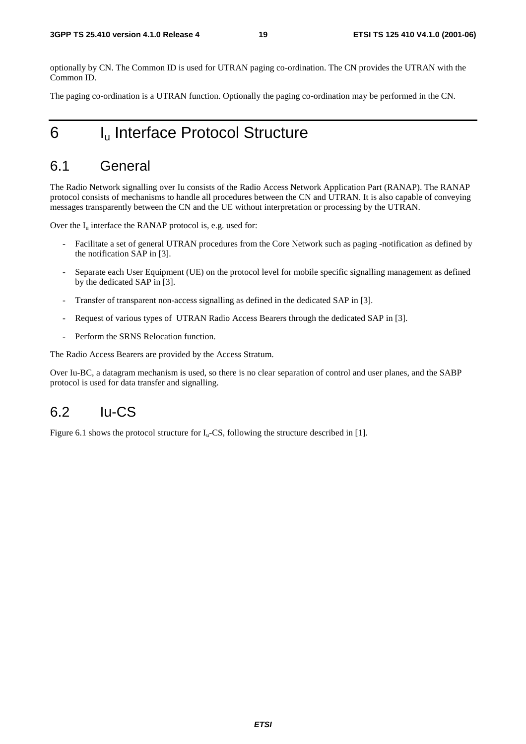optionally by CN. The Common ID is used for UTRAN paging co-ordination. The CN provides the UTRAN with the Common ID.

The paging co-ordination is a UTRAN function. Optionally the paging co-ordination may be performed in the CN.

# 6 $I_u$ Interface Protocol Structure

## 6.1 General

The Radio Network signalling over Iu consists of the Radio Access Network Application Part (RANAP). The RANAP protocol consists of mechanisms to handle all procedures between the CN and UTRAN. It is also capable of conveying messages transparently between the CN and the UE without interpretation or processing by the UTRAN.

Over the $I_u$ interface the RANAP protocol is, e.g. used for:

- Facilitate a set of general UTRAN procedures from the Core Network such as paging -notification as defined by the notification SAP in [3].
- Separate each User Equipment (UE) on the protocol level for mobile specific signalling management as defined by the dedicated SAP in [3].
- Transfer of transparent non-access signalling as defined in the dedicated SAP in [3].
- Request of various types of UTRAN Radio Access Bearers through the dedicated SAP in [3].
- Perform the SRNS Relocation function.

The Radio Access Bearers are provided by the Access Stratum.

Over Iu-BC, a datagram mechanism is used, so there is no clear separation of control and user planes, and the SABP protocol is used for data transfer and signalling.

## 6.2 Iu-CS

Figure 6.1 shows the protocol structure for $I_u$-CS, following the structure described in [1].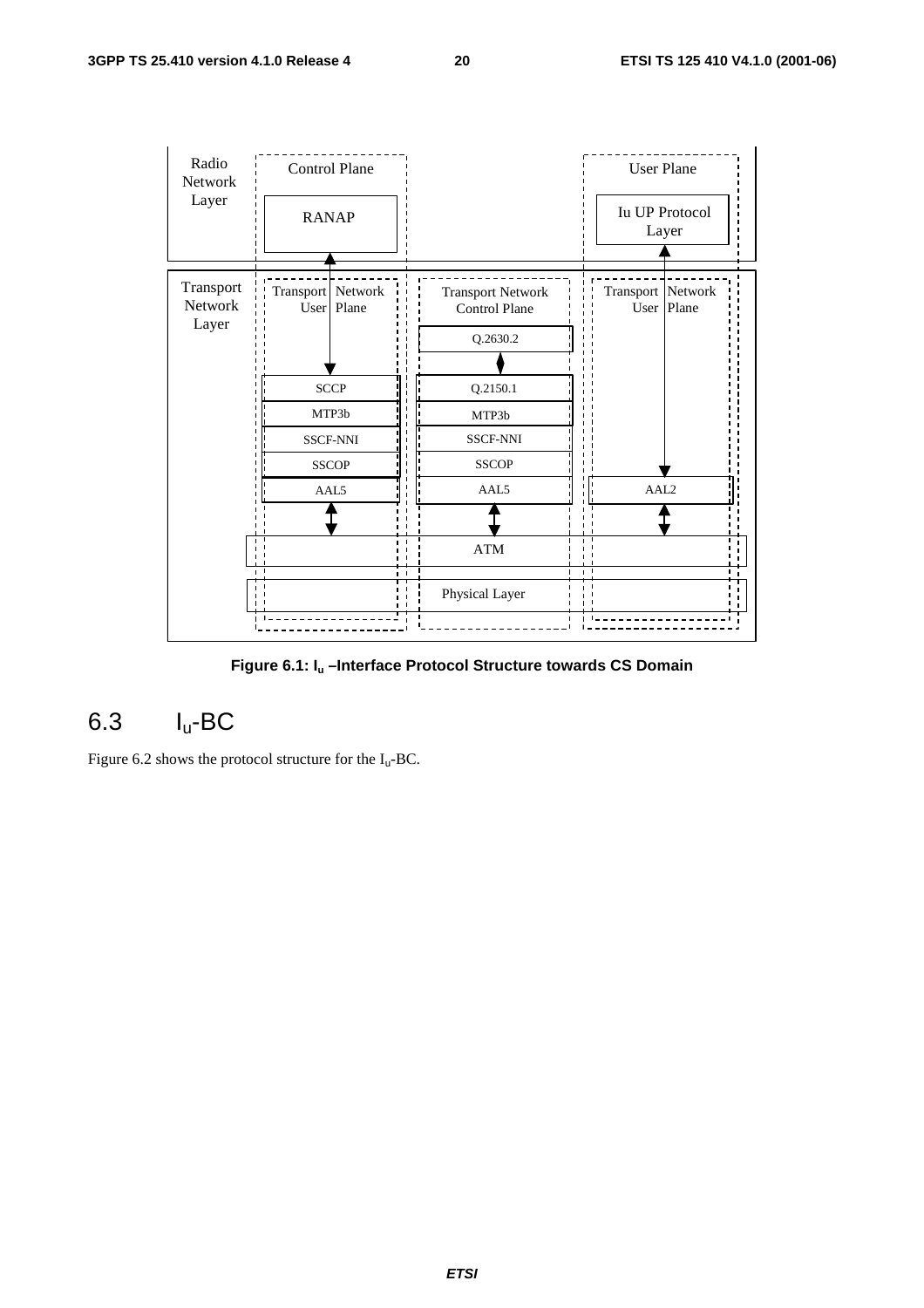Radio Network Layer | Control Plane | | User Plane
---|---|---|---
 | RANAP | | Iu UP Protocol Layer

Transport Network Layer:

| Transport Network User Plane | Transport Network Control Plane | Transport Network User Plane |
|---|---|---|
| | Q.2630.2 | |
| SCCP | Q.2150.1 | |
| MTP3b | MTP3b | |
| SSCF-NNI | SSCF-NNI | |
| SSCOP | SSCOP | |
| AAL5 | AAL5 | AAL2 |
| ATM | | |
| Physical Layer | | |

**Figure 6.1: $I_u$ –Interface Protocol Structure towards CS Domain**

## 6.3 $I_u$-BC

Figure 6.2 shows the protocol structure for the $I_u$-BC.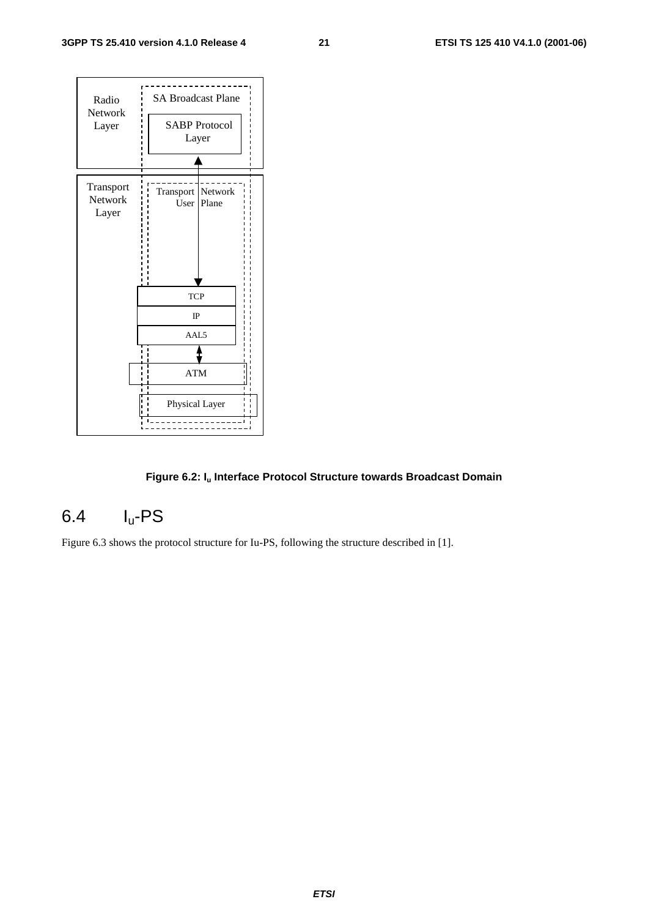Radio Network Layer

SA Broadcast Plane

SABP Protocol Layer

Transport Network Layer

Transport Network User Plane

TCP

IP

AAL5

ATM

Physical Layer

**Figure 6.2: $I_u$ Interface Protocol Structure towards Broadcast Domain**

## 6.4 $I_u$-PS

Figure 6.3 shows the protocol structure for Iu-PS, following the structure described in [1].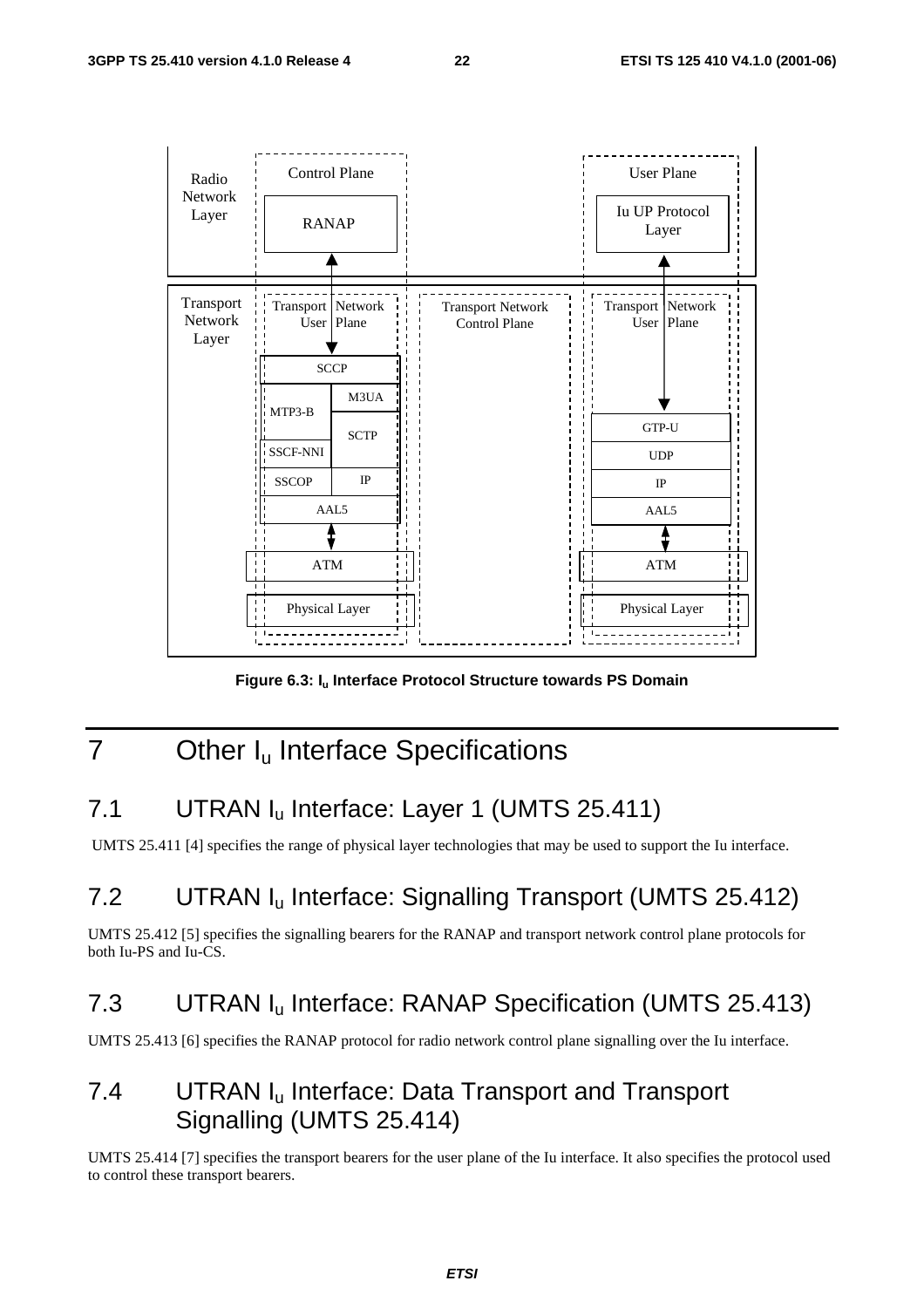Figure 6.3: $I_u$ Interface Protocol Structure towards PS Domain

# 7 Other $I_u$ Interface Specifications

## 7.1 UTRAN $I_u$ Interface: Layer 1 (UMTS 25.411)

UMTS 25.411 [4] specifies the range of physical layer technologies that may be used to support the Iu interface.

## 7.2 UTRAN $I_u$ Interface: Signalling Transport (UMTS 25.412)

UMTS 25.412 [5] specifies the signalling bearers for the RANAP and transport network control plane protocols for both Iu-PS and Iu-CS.

## 7.3 UTRAN $I_u$ Interface: RANAP Specification (UMTS 25.413)

UMTS 25.413 [6] specifies the RANAP protocol for radio network control plane signalling over the Iu interface.

## 7.4 UTRAN $I_u$ Interface: Data Transport and Transport Signalling (UMTS 25.414)

UMTS 25.414 [7] specifies the transport bearers for the user plane of the Iu interface. It also specifies the protocol used to control these transport bearers.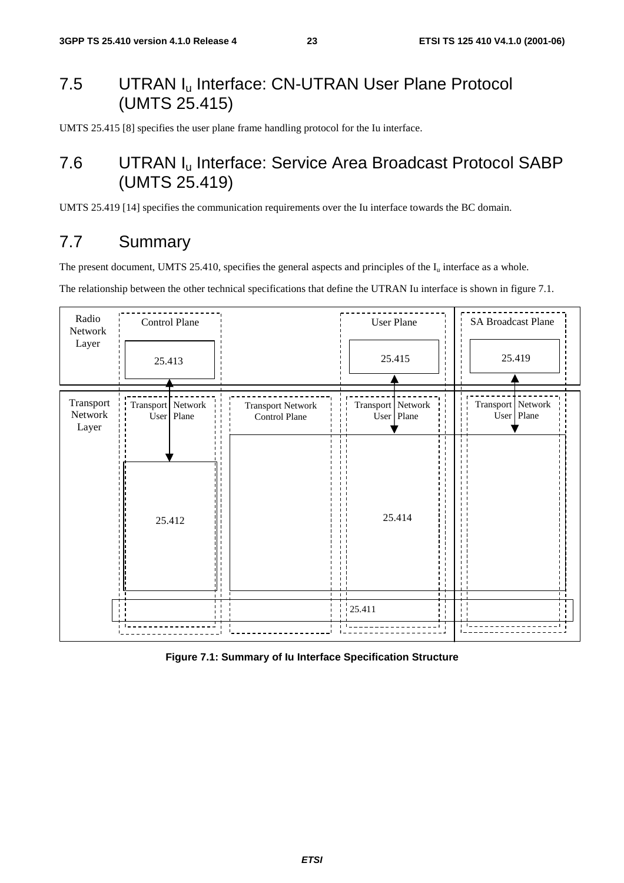## 7.5 UTRAN $I_u$ Interface: CN-UTRAN User Plane Protocol (UMTS 25.415)

UMTS 25.415 [8] specifies the user plane frame handling protocol for the Iu interface.

## 7.6 UTRAN $I_u$ Interface: Service Area Broadcast Protocol SABP (UMTS 25.419)

UMTS 25.419 [14] specifies the communication requirements over the Iu interface towards the BC domain.

## 7.7 Summary

The present document, UMTS 25.410, specifies the general aspects and principles of the $I_u$ interface as a whole.

The relationship between the other technical specifications that define the UTRAN Iu interface is shown in figure 7.1.

Radio Network Layer | Control Plane | User Plane | SA Broadcast Plane

25.413 | 25.415 | 25.419

Transport Network Layer | Transport Network User Plane | Transport Network Control Plane | Transport Network User Plane | Transport Network User Plane

25.412 | 25.414

25.411

**Figure 7.1: Summary of Iu Interface Specification Structure**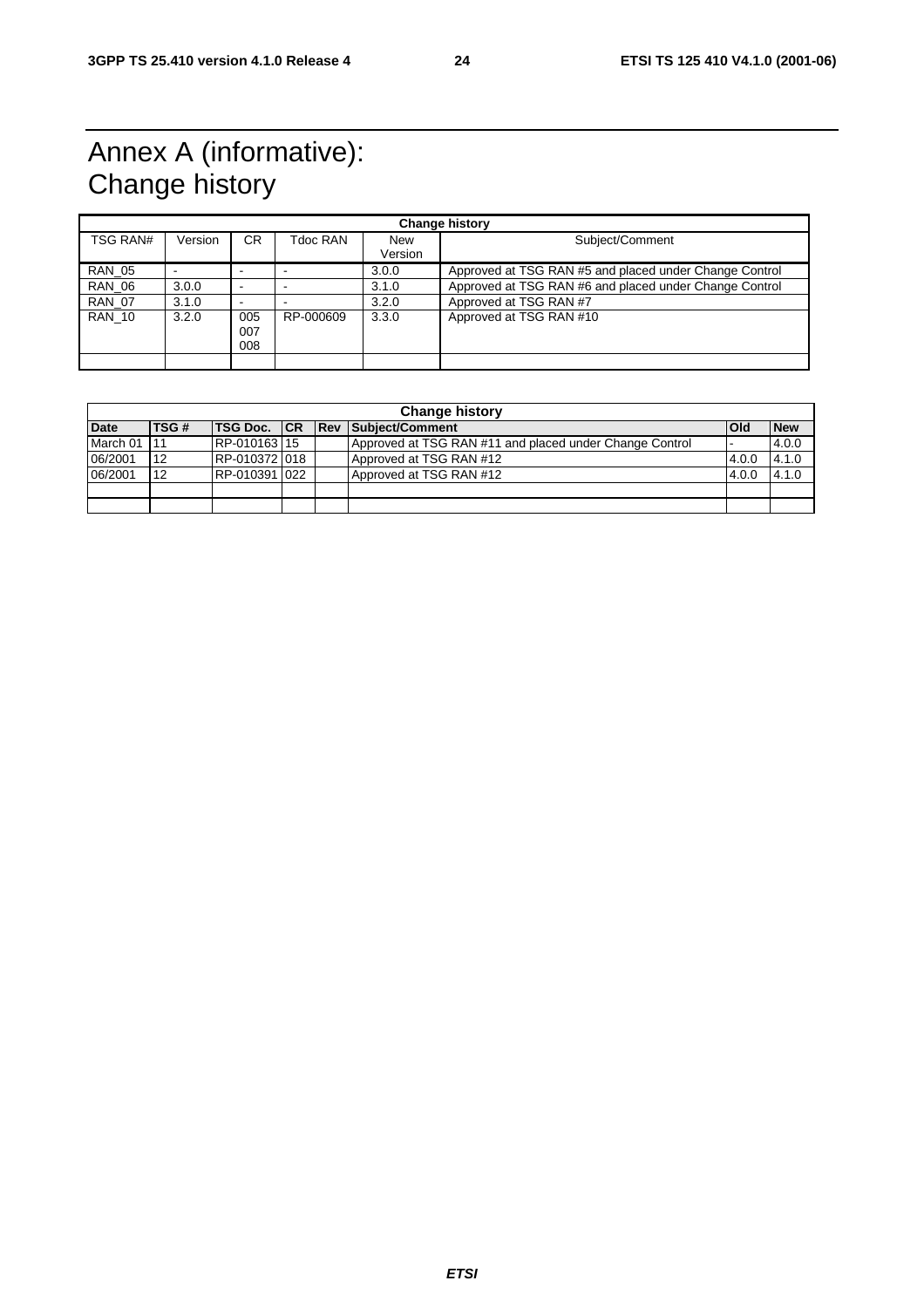# Annex A (informative): Change history

| Change history | | | | | |
|---|---|---|---|---|---|
| TSG RAN# | Version | CR | Tdoc RAN | New Version | Subject/Comment |
| RAN_05 | - | - | - | 3.0.0 | Approved at TSG RAN #5 and placed under Change Control |
| RAN_06 | 3.0.0 | - | - | 3.1.0 | Approved at TSG RAN #6 and placed under Change Control |
| RAN_07 | 3.1.0 | - | - | 3.2.0 | Approved at TSG RAN #7 |
| RAN_10 | 3.2.0 | 005 007 008 | RP-000609 | 3.3.0 | Approved at TSG RAN #10 |
| | | | | | |

| Change history | | | | | | | |
|---|---|---|---|---|---|---|---|
| **Date** | **TSG #** | **TSG Doc.** | **CR** | **Rev** | **Subject/Comment** | **Old** | **New** |
| March 01 | 11 | RP-010163 | 15 | | Approved at TSG RAN #11 and placed under Change Control | - | 4.0.0 |
| 06/2001 | 12 | RP-010372 | 018 | | Approved at TSG RAN #12 | 4.0.0 | 4.1.0 |
| 06/2001 | 12 | RP-010391 | 022 | | Approved at TSG RAN #12 | 4.0.0 | 4.1.0 |
| | | | | | | | |
| | | | | | | | |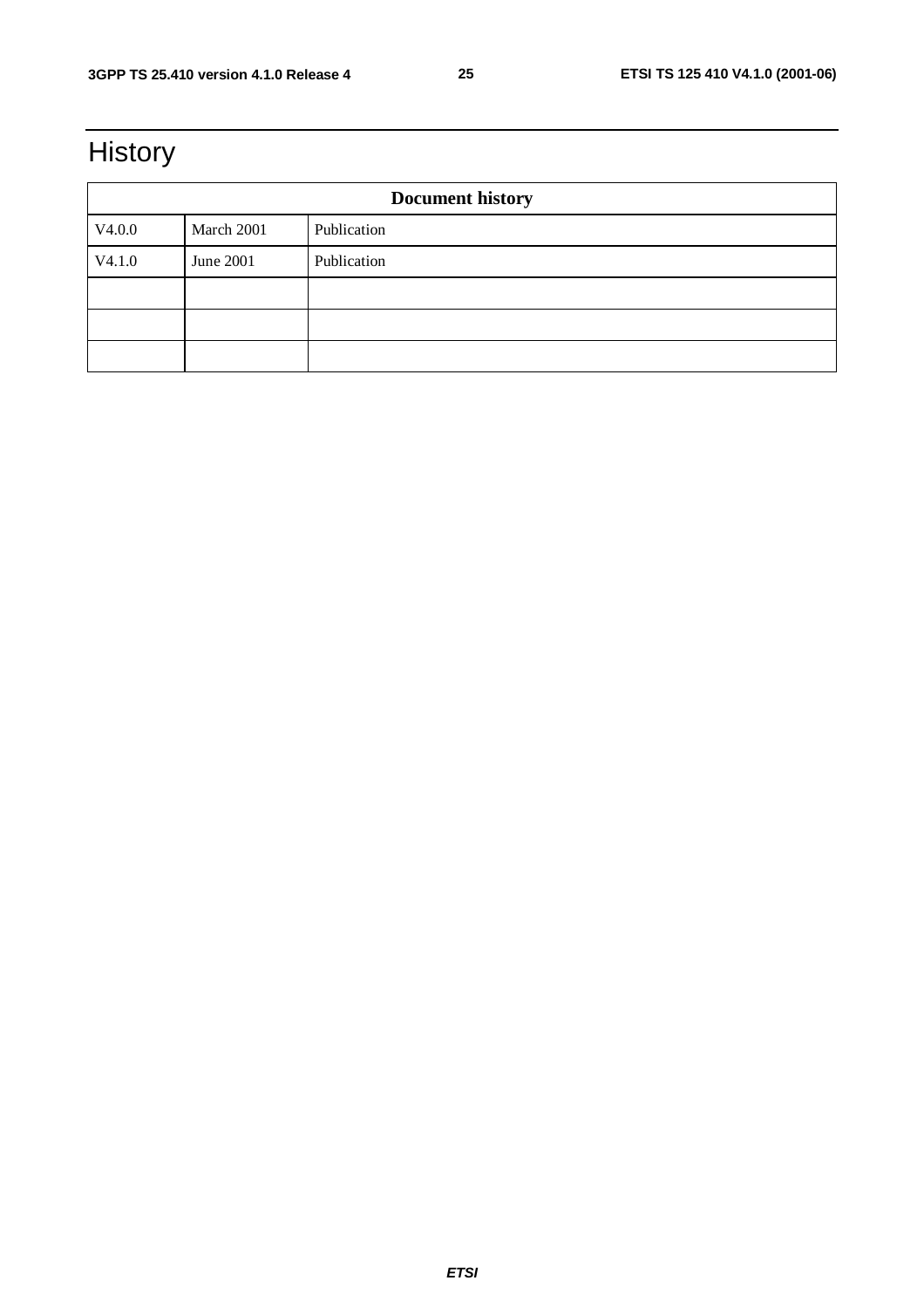# History

| Document history | | |
|---|---|---|
| V4.0.0 | March 2001 | Publication |
| V4.1.0 | June 2001 | Publication |
| | | |
| | | |
| | | |